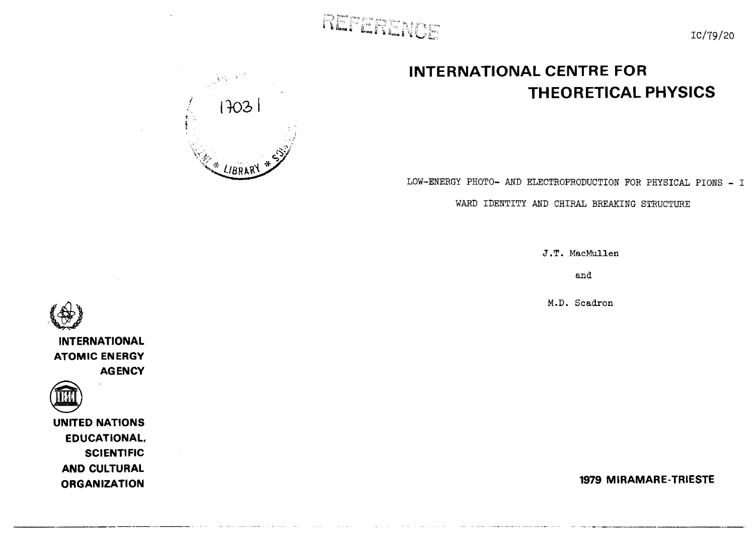REFERENCE

IC/79/20

17031

LIBRARY

# INTERNATIONAL CENTRE FOR THEORETICAL PHYSICS

## LOW-ENERGY PHOTO- AND ELECTROPRODUCTION FOR PHYSICAL PIONS - I

## WARD IDENTITY AND CHIRAL BREAKING STRUCTURE

J.T. MacMullen

and

M.D. Scadron

INTERNATIONAL ATOMIC ENERGY AGENCY

UNITED NATIONS EDUCATIONAL, SCIENTIFIC AND CULTURAL ORGANIZATION

**1979 MIRAMARE-TRIESTE**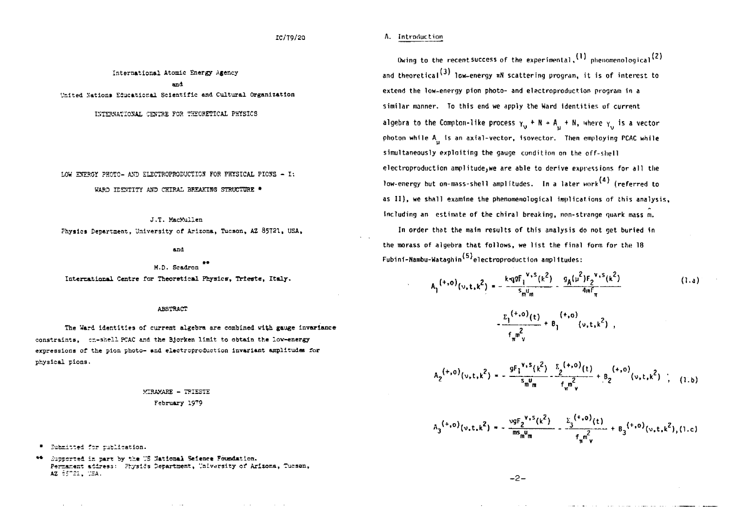IC/79/20

International Atomic Energy Agency

and

United Nations Educational Scientific and Cultural Organization

INTERNATIONAL CENTRE FOR THEORETICAL PHYSICS

# LOW ENERGY PHOTO- AND ELECTROPRODUCTION FOR PHYSICAL PIONS - I: WARD IDENTITY AND CHIRAL BREAKING STRUCTURE *

J.T. MacMullen

Physics Department, University of Arizona, Tucson, AZ 85721, USA,

and

M.D. Scadron **

International Centre for Theoretical Physics, Trieste, Italy.

## ABSTRACT

The Ward identities of current algebra are combined with gauge invariance constraints, on-shell PCAC and the Bjorken limit to obtain the low-energy expressions of the pion photo- and electroproduction invariant amplitudes for physical pions.

MIRAMARE - TRIESTE
February 1979

\* Submitted for publication.

\*\* Supported in part by the US National Science Foundation. Permanent address: Physics Department, University of Arizona, Tucson, AZ 85721, USA.

## A. Introduction

Owing to the recent success of the experimental,[1] phenomenological[2] and theoretical[3] low-energy $\pi N$ scattering program, it is of interest to extend the low-energy pion photo- and electroproduction program in a similar manner. To this end we apply the Ward identities of current algebra to the Compton-like process $\gamma_\nu + N \to A_\mu + N$, where $\gamma_\nu$ is a vector photon while $A_\mu$ is an axial-vector, isovector. Then employing PCAC while simultaneously exploiting the gauge condition on the off-shell electroproduction amplitude, we are able to derive expressions for all the low-energy but on-mass-shell amplitudes. In a later work[4] (referred to as II), we shall examine the phenomenological implications of this analysis, including an estimate of the chiral breaking, non-strange quark mass $\hat{m}$.

In order that the main results of this analysis do not get buried in the morass of algebra that follows, we list the final form for the 18 Fubini-Nambu-Wataghin[5] electroproduction amplitudes:

$$A_1^{(+,o)}(\nu,t,k^2) = -\frac{k\cdot q g F_1^{v,s}(k^2)}{s_m u_m} - \frac{g_A(\mu^2)F_2^{v,s}(k^2)}{4mf_\pi} - \frac{\Sigma_1^{(+,o)}(t)}{f_\pi m_v^2} + B_1^{(+,o)}(\nu,t,k^2)\ , \tag{1.a}$$

$$A_2^{(+,o)}(\nu,t,k^2) = -\frac{gF_1^{v,s}(k^2)}{s_m u_m} - \frac{\Sigma_2^{(+,o)}(t)}{f_\pi m_v^2} + B_2^{(+,o)}(\nu,t,k^2)\ ; \tag{1.b}$$

$$A_3^{(+,o)}(\nu,t,k^2) = -\frac{\nu g F_2^{v,s}(k^2)}{m s_m u_m} - \frac{\Sigma_3^{(+,o)}(t)}{f_\pi m_v^2} + B_3^{(+,o)}(\nu,t,k^2), \tag{1.c}$$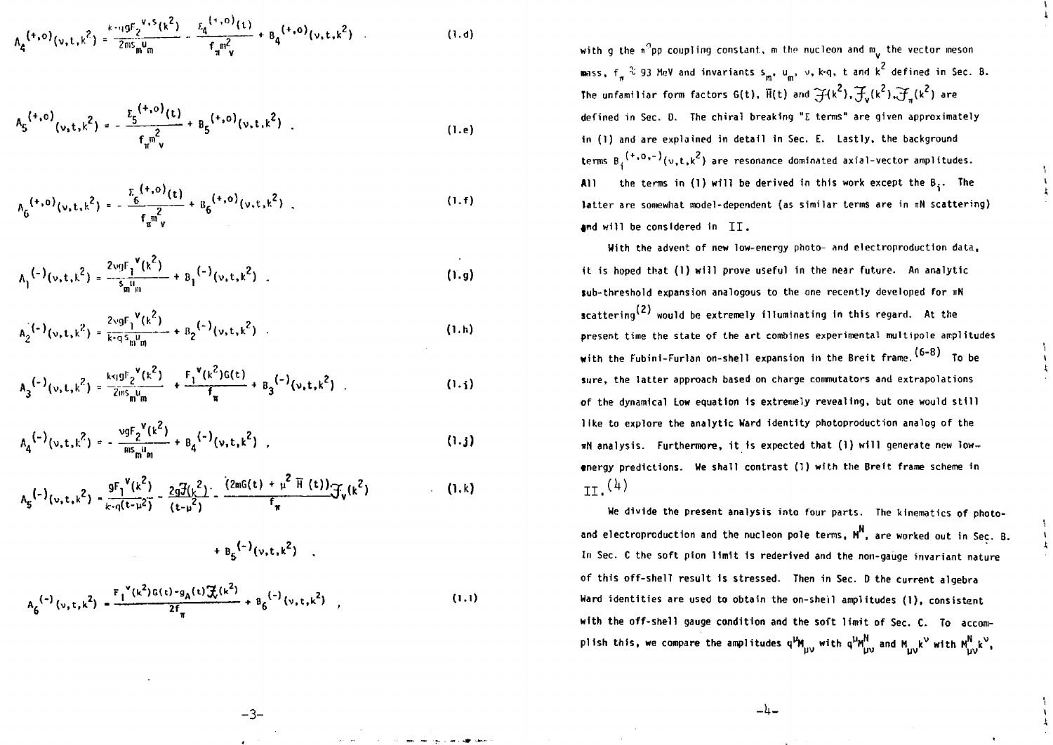$$A_4^{(+,o)}(\nu,t,k^2) = \frac{k\cdot q\, g F_2^{\,v,s}(k^2)}{2ms_m u_m} - \frac{\Sigma_4^{(+,o)}(t)}{f_\pi m_v^2} + B_4^{(+,o)}(\nu,t,k^2) \quad \text{(1.d)}$$

$$A_5^{(+,o)}(\nu,t,k^2) = -\frac{\Sigma_5^{(+,o)}(t)}{f_\pi m_v^2} + B_5^{(+,o)}(\nu,t,k^2) \quad \text{(1.e)}$$

$$A_6^{(+,o)}(\nu,t,k^2) = -\frac{\Sigma_6^{(+,o)}(t)}{f_\pi m_v^2} + B_6^{(+,o)}(\nu,t,k^2) \quad \text{(1.f)}$$

$$A_1^{(-)}(\nu,t,k^2) = \frac{2\nu g F_1^{\,v}(k^2)}{s_m u_m} + B_1^{(-)}(\nu,t,k^2) \quad \text{(1.g)}$$

$$A_2^{(-)}(\nu,t,k^2) = \frac{2\nu g F_1^{\,v}(k^2)}{k\cdot q\, s_m u_m} + B_2^{(-)}(\nu,t,k^2) \quad \text{(1.h)}$$

$$A_3^{(-)}(\nu,t,k^2) = \frac{k\cdot q\, g F_2^{\,v}(k^2)}{2ms_m u_m} + \frac{F_1^{\,v}(k^2)G(t)}{f_\pi} + B_3^{(-)}(\nu,t,k^2) \quad \text{(1.i)}$$

$$A_4^{(-)}(\nu,t,k^2) = -\frac{\nu g F_2^{\,v}(k^2)}{ms_m u_m} + B_4^{(-)}(\nu,t,k^2) \quad \text{(1.j)}$$

$$A_5^{(-)}(\nu,t,k^2) = \frac{gF_1^{\,v}(k^2)}{k\cdot q(t-\mu^2)} - \frac{2g\mathcal{F}(k^2)}{(t-\mu^2)} - \frac{(2mG(t) + \mu^2\,\bar{H}(t))\mathcal{F}_v(k^2)}{f_\pi} + B_5^{(-)}(\nu,t,k^2) \quad \text{(1.k)}$$

$$A_6^{(-)}(\nu,t,k^2) = \frac{F_1^{\,v}(k^2)G(t) - g_A(t)\mathcal{F}_v(k^2)}{2f_\pi} + B_6^{(-)}(\nu,t,k^2) \quad \text{(1.l)}$$

with $g$ the $\pi^0 pp$ coupling constant, $m$ the nucleon and $m_v$ the vector meson mass, $f_\pi \approx 93$ MeV and invariants $s_m$, $u_m$, $\nu$, $k\cdot q$, $t$ and $k^2$ defined in Sec. B. The unfamiliar form factors $G(t)$, $\bar{H}(t)$ and $\mathcal{F}(k^2)$, $\mathcal{F}_v(k^2)$, $\mathcal{F}_\pi(k^2)$ are defined in Sec. D. The chiral breaking "$\Sigma$ terms" are given approximately in (1) and are explained in detail in Sec. E. Lastly, the background terms $B_i^{(+,o,-)}(\nu,t,k^2)$ are resonance dominated axial-vector amplitudes. All the terms in (1) will be derived in this work except the $B_i$. The latter are somewhat model-dependent (as similar terms are in $\pi N$ scattering) and will be considered in II.

With the advent of new low-energy photo- and electroproduction data, it is hoped that (1) will prove useful in the near future. An analytic sub-threshold expansion analogous to the one recently developed for $\pi N$ scattering[2] would be extremely illuminating in this regard. At the present time the state of the art combines experimental multipole amplitudes with the Fubini-Furlan on-shell expansion in the Breit frame.[6-8] To be sure, the latter approach based on charge commutators and extrapolations of the dynamical Low equation is extremely revealing, but one would still like to explore the analytic Ward identity photoproduction analog of the $\pi N$ analysis. Furthermore, it is expected that (1) will generate new low-energy predictions. We shall contrast (1) with the Breit frame scheme in II.[4]

We divide the present analysis into four parts. The kinematics of photo- and electroproduction and the nucleon pole terms, $M^N$, are worked out in Sec. B. In Sec. C the soft pion limit is rederived and the non-gauge invariant nature of this off-shell result is stressed. Then in Sec. D the current algebra Ward identities are used to obtain the on-shell amplitudes (1), consistent with the off-shell gauge condition and the soft limit of Sec. C. To accomplish this, we compare the amplitudes $q^\mu M_{\mu\nu}$ with $q^\mu M^N_{\mu\nu}$ and $M_{\mu\nu}k^\nu$ with $M^N_{\mu\nu}k^\nu$,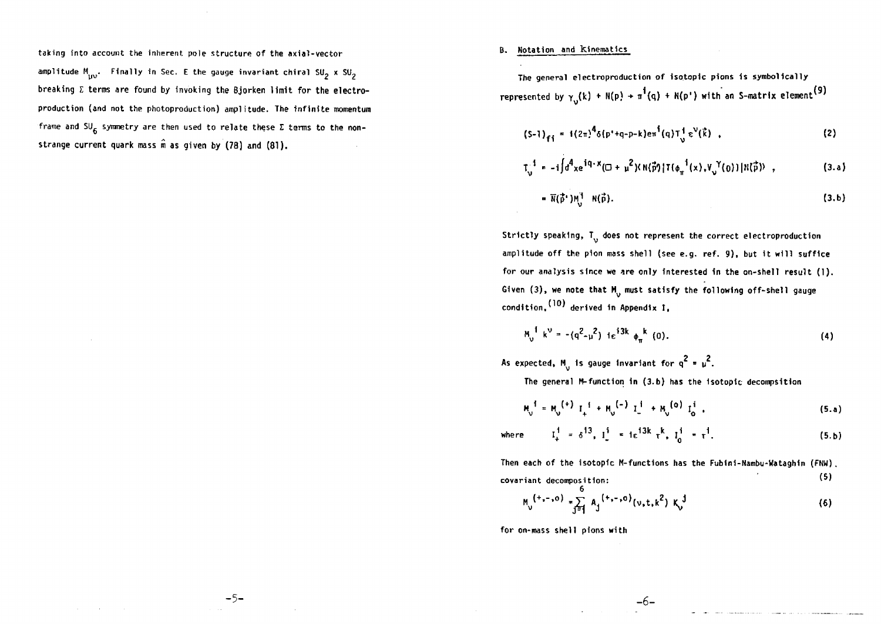taking into account the inherent pole structure of the axial-vector amplitude $M_{\mu\nu}$. Finally in Sec. E the gauge invariant chiral $SU_2 \times SU_2$ breaking $\Sigma$ terms are found by invoking the Bjorken limit for the electroproduction (and not the photoproduction) amplitude. The infinite momentum frame and $SU_6$ symmetry are then used to relate these $\Sigma$ terms to the nonstrange current quark mass $\hat{m}$ as given by (78) and (81).

## B. Notation and Kinematics

The general electroproduction of isotopic pions is symbolically represented by $\gamma_\nu(k) + N(p) \to \pi^i(q) + N(p')$ with an S-matrix element[9]

$$(S-1)_{fi} = i(2\pi)^4 \delta(p'+q-p-k) e\pi^i(q) T_\nu^i \varepsilon^\nu(\vec{k}) \; , \tag{2}$$

$$T_\nu^{\;i} = -i\int d^4x e^{iq\cdot x}(\Box + \mu^2)\langle N(\vec{p}')|T(\phi_\pi^{\;i}(x), V_\nu^{\;\gamma}(0))|N(\vec{p})\rangle \; , \tag{3.a}$$

$$= \bar{N}(\vec{p}\,')M_\nu^i \; N(\vec{p}). \tag{3.b}$$

Strictly speaking, $T_\nu$ does not represent the correct electroproduction amplitude off the pion mass shell (see e.g. ref. 9), but it will suffice for our analysis since we are only interested in the on-shell result (1). Given (3), we note that $M_\nu$ must satisfy the following off-shell gauge condition,[10] derived in Appendix I,

$$M_\nu^{\;i} \, k^\nu = -(q^2-\mu^2) \; i\varepsilon^{i3k} \; \phi_\pi^{\;k} \, (0). \tag{4}$$

As expected, $M_\nu$ is gauge invariant for $q^2 = \mu^2$.

The general M-function in (3.b) has the isotopic decompsition

$$M_\nu^{\;i} = M_\nu^{(+)} \, I_+^{\;i} + M_\nu^{(-)} \, I_-^{i} + M_\nu^{(o)} \, I_o^i \; , \tag{5.a}$$

$$\text{where} \qquad I_+^i = \delta^{i3}, \; I_-^i = i\varepsilon^{i3k}\tau^k, \; I_o^i = \tau^i. \tag{5.b}$$

Then each of the isotopic M-functions has the Fubini-Nambu-Wataghin (FNW) covariant decomposition:[5]

$$M_\nu^{(+,-,o)} = \sum_{j=1}^{6} A_j^{(+,-,o)}(\nu,t,k^2) \; K_\nu^{\;j} \tag{6}$$

for on-mass shell pions with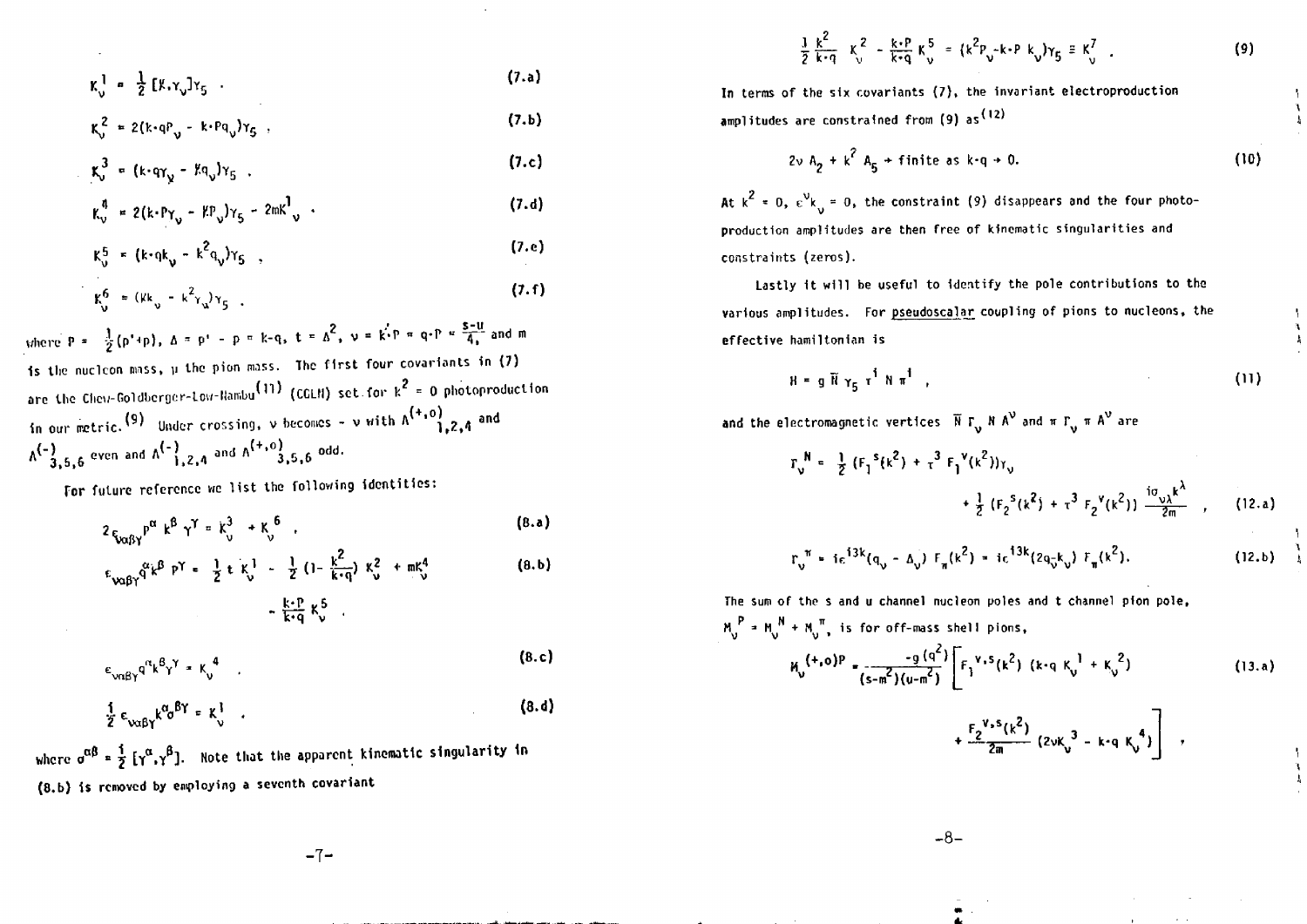$$K_\nu^1 = \frac{1}{2}[\not{k},\gamma_\nu]\gamma_5 \ . \tag{7.a}$$

$$K_\nu^2 = 2(k\cdot q P_\nu - k\cdot P q_\nu)\gamma_5 \ , \tag{7.b}$$

$$K_\nu^3 = (k\cdot q\gamma_\nu - \not{k}q_\nu)\gamma_5 \ . \tag{7.c}$$

$$K_\nu^4 = 2(k\cdot P\gamma_\nu - \not{k}P_\nu)\gamma_5 - 2mK_\nu^1 \ . \tag{7.d}$$

$$K_\nu^5 = (k\cdot q k_\nu - k^2 q_\nu)\gamma_5 \ , \tag{7.e}$$

$$K_\nu^6 = (\not{k}k_\nu - k^2\gamma_\nu)\gamma_5 \ . \tag{7.f}$$

where $P = \frac{1}{2}(p'+p)$, $\Delta = p' - p = k - q$, $t = \Delta^2$, $\nu = k\cdot P = q\cdot P = \frac{s-u}{4}$, and $m$ is the nucleon mass, $\mu$ the pion mass. The first four covariants in (7) are the Chew-Goldberger-Low-Nambu[11] (CGLN) set for $k^2 = 0$ photoproduction in our metric.[9] Under crossing, $\nu$ becomes $-\nu$ with $A^{(+,o)}_{1,2,4}$ and $A^{(-)}_{3,5,6}$ even and $A^{(-)}_{1,2,4}$ and $A^{(+,o)}_{3,5,6}$ odd.

For future reference we list the following identities:

$$2\epsilon_{\nu\alpha\beta\gamma}P^\alpha k^\beta\gamma^\gamma = K_\nu^3 + K_\nu^6 \ , \tag{8.a}$$

$$\epsilon_{\nu\alpha\beta\gamma}q^\alpha k^\beta P^\gamma = \frac{1}{2}t\,K_\nu^1 - \frac{1}{2}\left(1 - \frac{k^2}{k\cdot q}\right)K_\nu^2 + mK_\nu^4 - \frac{k\cdot P}{k\cdot q}K_\nu^5 \ . \tag{8.b}$$

$$\epsilon_{\nu\alpha\beta\gamma}q^\alpha k^\beta\gamma^\gamma = K_\nu^4 \ . \tag{8.c}$$

$$\frac{1}{2}\epsilon_{\nu\alpha\beta\gamma}k^\alpha\sigma^{\beta\gamma} = K_\nu^1 \ . \tag{8.d}$$

where $\sigma^{\alpha\beta} = \frac{i}{2}[\gamma^\alpha,\gamma^\beta]$. Note that the apparent kinematic singularity in (8.b) is removed by employing a seventh covariant

$$\frac{1}{2}\frac{k^2}{k\cdot q}K_\nu^2 - \frac{k\cdot P}{k\cdot q}K_\nu^5 = (k^2P_\nu - k\cdot P\,k_\nu)\gamma_5 \equiv K_\nu^7 \ . \tag{9}$$

In terms of the six covariants (7), the invariant electroproduction amplitudes are constrained from (9) as[12]

$$2\nu A_2 + k^2 A_5 \to \text{finite as } k\cdot q \to 0. \tag{10}$$

At $k^2 = 0$, $\epsilon^\nu k_\nu = 0$, the constraint (9) disappears and the four photoproduction amplitudes are then free of kinematic singularities and constraints (zeros).

Lastly it will be useful to identify the pole contributions to the various amplitudes. For pseudoscalar coupling of pions to nucleons, the effective hamiltonian is

$$H = g\,\bar{N}\gamma_5\tau^i N\pi^i \ , \tag{11}$$

and the electromagnetic vertices $\bar{N}\Gamma_\nu N A^\nu$ and $\pi\Gamma_\nu\pi A^\nu$ are

$$\Gamma_\nu^N = \frac{1}{2}(F_1^S(k^2) + \tau^3 F_1^V(k^2))\gamma_\nu + \frac{1}{2}(F_2^S(k^2) + \tau^3 F_2^V(k^2))\frac{i\sigma_{\nu\lambda}k^\lambda}{2m} \ , \tag{12.a}$$

$$\Gamma_\nu^\pi = i\epsilon^{i3k}(q_\nu - \Delta_\nu)F_\pi(k^2) = i\epsilon^{i3k}(2q_\nu - k_\nu)F_\pi(k^2). \tag{12.b}$$

The sum of the s and u channel nucleon poles and t channel pion pole, $M_\nu^P = M_\nu^N + M_\nu^\pi$, is for off-mass shell pions,

$$M_\nu^{(+,o)P} = \frac{-g(q^2)}{(s-m^2)(u-m^2)}\left[F_1^{V,S}(k^2)\,(k\cdot q\,K_\nu^1 + K_\nu^2) + \frac{F_2^{V,S}(k^2)}{2m}(2\nu K_\nu^3 - k\cdot q\,K_\nu^4)\right] \ , \tag{13.a}$$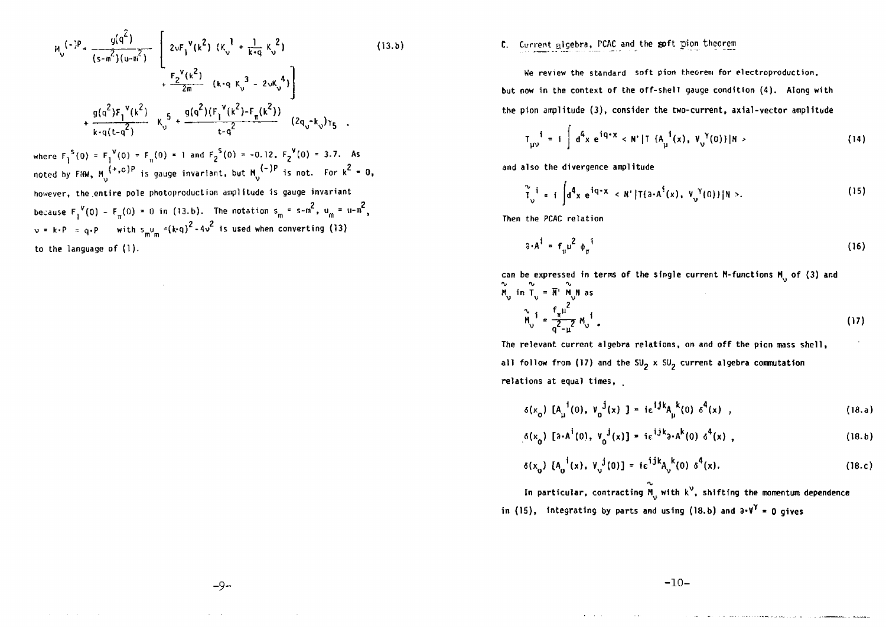$$M_\nu^{(-)P} = \frac{g(q^2)}{(s-m^2)(u-m^2)} \left[ 2\nu F_1^V(k^2)\,(K_\nu^1 + \frac{1}{k\cdot q} K_\nu^2) + \frac{F_2^V(k^2)}{2m}\,(k\cdot q\, K_\nu^3 - 2\nu K_\nu^4) \right] \tag{13.b}$$

$$+ \frac{g(q^2)F_1^V(k^2)}{k\cdot q(t-q^2)} K_\nu^5 + \frac{g(q^2)(F_1^V(k^2)-F_\pi(k^2))}{t-q^2} (2q_\nu - k_\nu)\gamma_5 \;.$$

where $F_1^S(0) = F_1^V(0) = F_\pi(0) = 1$ and $F_2^S(0) = -0.12$, $F_2^V(0) = 3.7$. As noted by FHW, $M_\nu^{(+,o)P}$ is gauge invariant, but $M_\nu^{(-)P}$ is not. For $k^2 = 0$, however, the entire pole photoproduction amplitude is gauge invariant because $F_1^V(0) - F_\pi(0) = 0$ in (13.b). The notation $s_m = s-m^2$, $u_m = u-m^2$, $\nu = k\cdot P = q\cdot P$ with $s_m u_m = (k\cdot q)^2 - 4\nu^2$ is used when converting (13) to the language of (1).

## C. Current algebra, PCAC and the soft pion theorem

We review the standard soft pion theorem for electroproduction, but now in the context of the off-shell gauge condition (4). Along with the pion amplitude (3), consider the two-current, axial-vector amplitude

$$T_{\mu\nu}^{\;i} = i \int d^4x\, e^{iq\cdot x} < N'|T\,(A_\mu^i(x),\, V_\nu^\gamma(0))|N > \tag{14}$$

and also the divergence amplitude

$$\tilde{T}_\nu^{\;i} = i \int d^4x\, e^{iq\cdot x} < N'|T(\partial\cdot A^i(x),\, V_\nu^\gamma(0))|N >. \tag{15}$$

Then the PCAC relation

$$\partial\cdot A^i = f_\pi \mu^2 \phi_\pi^{\;i} \tag{16}$$

can be expressed in terms of the single current M-functions $M_\nu$ of (3) and $\tilde{M}_\nu$ in $\tilde{T}_\nu = \bar{N}'\,\tilde{M}_\nu N$ as

$$\tilde{M}_\nu^{\;i} = \frac{f_\pi \mu^2}{q^2-\mu^2} M_\nu^{\;i} \;. \tag{17}$$

The relevant current algebra relations, on and off the pion mass shell, all follow from (17) and the $SU_2 \times SU_2$ current algebra commutation relations at equal times,

$$\delta(x_o)\;[A_\mu^{\;i}(0),\, V_o^{\;j}(x)\;] = i\epsilon^{ijk} A_\mu^{\;k}(0)\;\delta^4(x) \;, \tag{18.a}$$

$$\delta(x_o)\;[\partial\cdot A^i(0),\, V_o^{\;j}(x)] = i\epsilon^{ijk}\partial\cdot A^k(0)\;\delta^4(x) \;, \tag{18.b}$$

$$\delta(x_o)\;[A_o^{\;i}(x),\, V_\nu^{\;j}(0)] = i\epsilon^{ijk} A_\nu^{\;k}(0)\;\delta^4(x). \tag{18.c}$$

In particular, contracting $\tilde{M}_\nu$ with $k^\nu$, shifting the momentum dependence in (15), integrating by parts and using (18.b) and $\partial\cdot V^\gamma = 0$ gives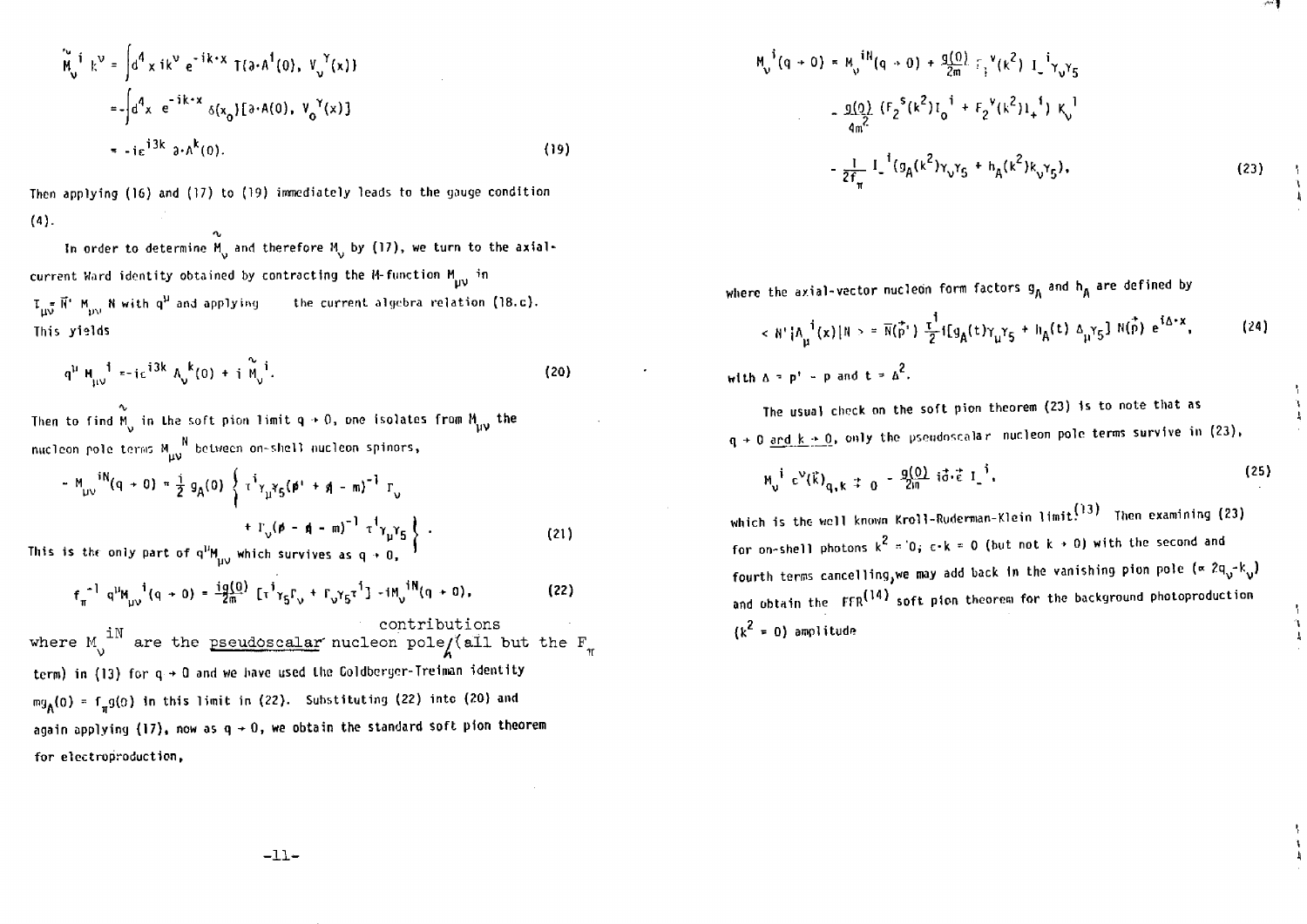$$\tilde{M}_\nu{}^i k^\nu = \int d^4x\, ik^\nu e^{-ik\cdot x} T(\partial\cdot A^i(0),\, V_\nu{}^\gamma(x))$$
$$= -\int d^4x\; e^{-ik\cdot x}\, \delta(x_0)[\partial\cdot A(0),\, V_0{}^\gamma(x)]$$
$$= -i\varepsilon^{i3k}\, \partial\cdot A^k(0). \tag{19}$$

Then applying (16) and (17) to (19) immediately leads to the gauge condition (4).

In order to determine $\tilde{M}_\nu$ and therefore $M_\nu$ by (17), we turn to the axial-current Ward identity obtained by contracting the M-function $M_{\mu\nu}$ in $T_{\mu\nu} = \bar{N}' M_{\mu\nu} N$ with $q^\mu$ and applying the current algebra relation (18.c). This yields

$$q^\mu M_{\mu\nu}{}^i = -i\varepsilon^{i3k} A_\nu{}^k(0) + i\tilde{M}_\nu{}^i. \tag{20}$$

Then to find $\tilde{M}_\nu$ in the soft pion limit $q \to 0$, one isolates from $M_{\mu\nu}$ the nucleon pole terms $M_{\mu\nu}{}^N$ between on-shell nucleon spinors,

$$-M_{\mu\nu}{}^{iN}(q \to 0) = \frac{1}{2} g_A(0) \left\{ \tau^i\gamma_\mu\gamma_5(\not{p}' + \not{q} - m)^{-1}\Gamma_\nu + \Gamma_\nu(\not{p} - \not{q} - m)^{-1}\tau^i\gamma_\mu\gamma_5 \right\}. \tag{21}$$

This is the only part of $q^\mu M_{\mu\nu}$ which survives as $q \to 0$,

$$f_\pi^{-1}\, q^\mu M_{\mu\nu}{}^i(q \to 0) = \frac{ig(0)}{2m}\left[\tau^i\gamma_5\Gamma_\nu + \Gamma_\nu\gamma_5\tau^i\right] - iM_\nu{}^{iN}(q \to 0), \tag{22}$$

where $M_\nu{}^{iN}$ are the pseudoscalar nucleon pole contributions (all but the $F_\pi$ term) in (13) for $q \to 0$ and we have used the Goldberger-Treiman identity $mg_A(0) = f_\pi g(0)$ in this limit in (22). Substituting (22) into (20) and again applying (17), now as $q \to 0$, we obtain the standard soft pion theorem for electroproduction,

$$M_\nu{}^i(q \to 0) = M_\nu{}^{iN}(q \to 0) + \frac{g(0)}{2m} F_1{}^v(k^2)\, I_-{}^i\gamma_\nu\gamma_5$$
$$- \frac{g(0)}{4m^2}\left(F_2{}^s(k^2) I_0{}^i + F_2{}^v(k^2) I_+{}^i\right) K_\nu{}^1$$
$$- \frac{1}{2f_\pi} I_-{}^i\left(g_A(k^2)\gamma_\nu\gamma_5 + h_A(k^2)k_\nu\gamma_5\right), \tag{23}$$

where the axial-vector nucleon form factors $g_A$ and $h_A$ are defined by

$$\langle N'|A_\mu{}^i(x)|N\rangle = \bar{N}(\vec{p}')\, \frac{\tau^i}{2}\, i[g_A(t)\gamma_\mu\gamma_5 + h_A(t)\, \Delta_\mu\gamma_5]\, N(\vec{p})\, e^{i\Delta\cdot x}, \tag{24}$$

with $\Delta = p' - p$ and $t = \Delta^2$.

The usual check on the soft pion theorem (23) is to note that as $q \to 0$ and $k \to 0$, only the pseudoscalar nucleon pole terms survive in (23),

$$M_\nu{}^i\, \varepsilon^\nu(\vec{k})_{q,k\, \to\, 0} - \frac{g(0)}{2m}\, i\vec{\sigma}\cdot\vec{\varepsilon}\, I_-{}^i, \tag{25}$$

which is the well known Kroll-Ruderman-Klein limit.[13] Then examining (23) for on-shell photons $k^2 = 0$; $\varepsilon\cdot k = 0$ (but not $k \to 0$) with the second and fourth terms cancelling, we may add back in the vanishing pion pole ($\propto 2q_\nu - k_\nu$) and obtain the FFR[14] soft pion theorem for the background photoproduction ($k^2 = 0$) amplitude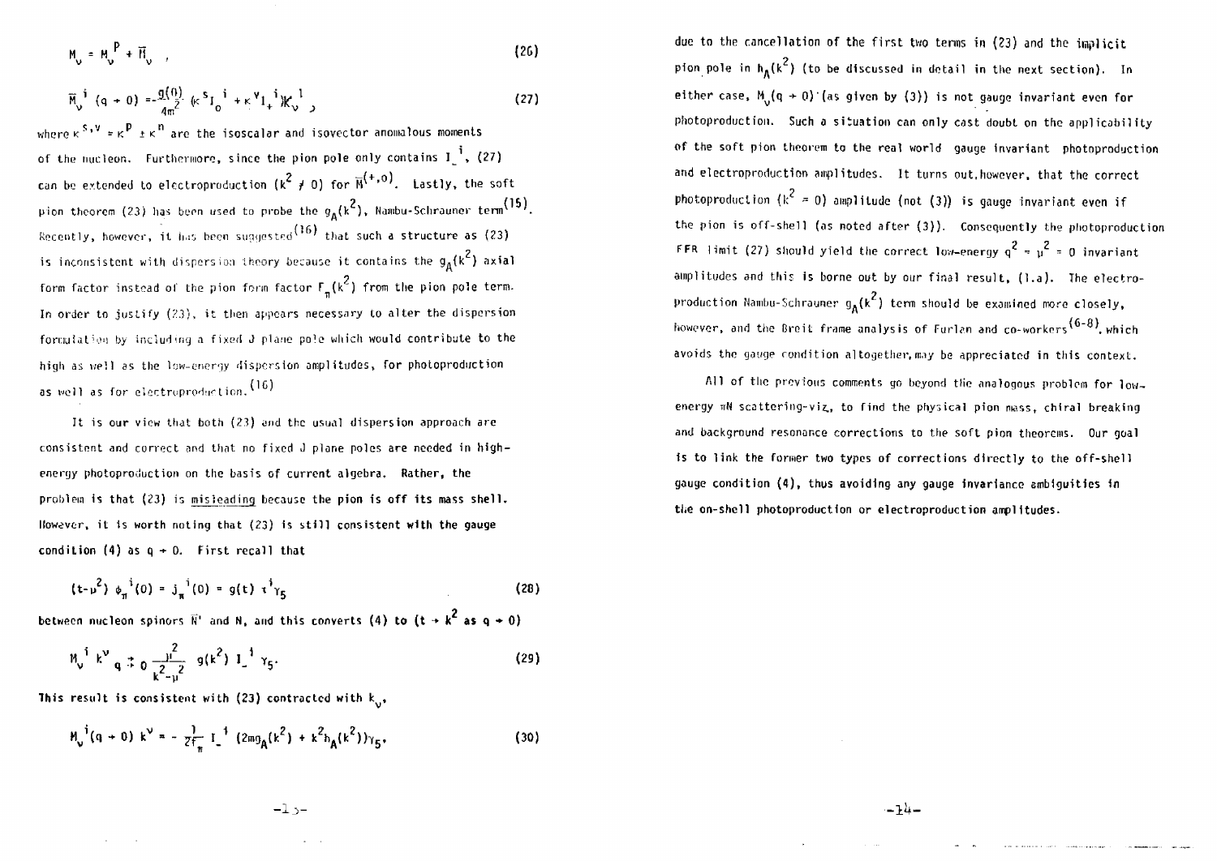$$M_\nu = M_\nu^{\,P} + \overline{M}_\nu \quad , \tag{26}$$

$$\overline{M}_\nu^{\,i}\ (q \to 0) = -\frac{g(0)}{4m^2}\ (\kappa^s I_0^{\,i} + \kappa^v I_+^{\,i}) K_\nu^{\,1} \quad , \tag{27}$$

where $\kappa^{s,v} = \kappa^p \pm \kappa^n$ are the isoscalar and isovector anomalous moments of the nucleon. Furthermore, since the pion pole only contains $I_-^{\,i}$, (27) can be extended to electroproduction ($k^2 \neq 0$) for $\overline{M}^{(+,o)}$. Lastly, the soft pion theorem (23) has been used to probe the $g_A(k^2)$, Nambu-Schrauner term[15]. Recently, however, it has been suggested[16] that such a structure as (23) is inconsistent with dispersion theory because it contains the $g_A(k^2)$ axial form factor instead of the pion form factor $F_\pi(k^2)$ from the pion pole term. In order to justify (23), it then appears necessary to alter the dispersion formulation by including a fixed J plane pole which would contribute to the high as well as the low-energy dispersion amplitudes, for photoproduction as well as for electroproduction.[16]

It is our view that both (23) and the usual dispersion approach are consistent and correct and that no fixed J plane poles are needed in high-energy photoproduction on the basis of current algebra. Rather, the problem is that (23) is misleading because the pion is off its mass shell. However, it is worth noting that (23) is still consistent with the gauge condition (4) as $q \to 0$. First recall that

$$(t-\mu^2)\ \phi_\pi^{\,i}(0) = j_\pi^{\,i}(0) = g(t)\ \tau^i \gamma_5 \tag{28}$$

between nucleon spinors $\bar{N}'$ and N, and this converts (4) to ($t \to k^2$ as $q \to 0$)

$$M_\nu^{\,i}\ k^\nu \underset{q \to 0}{\to} \frac{\mu^2}{k^2-\mu^2}\ g(k^2)\ I_-^{\,i}\ \gamma_5 . \tag{29}$$

This result is consistent with (23) contracted with $k_\nu$,

$$M_\nu^{\,i}(q \to 0)\ k^\nu = -\frac{1}{2f_\pi}\ I_-^{\,i}\ (2mg_A(k^2) + k^2 h_A(k^2))\gamma_5 , \tag{30}$$

due to the cancellation of the first two terms in (23) and the implicit pion pole in $h_A(k^2)$ (to be discussed in detail in the next section). In either case, $M_\nu(q \to 0)$ (as given by (3)) is not gauge invariant even for photoproduction. Such a situation can only cast doubt on the applicability of the soft pion theorem to the real world gauge invariant photoproduction and electroproduction amplitudes. It turns out, however, that the correct photoproduction ($k^2 = 0$) amplitude (not (3)) is gauge invariant even if the pion is off-shell (as noted after (3)). Consequently the photoproduction FFR limit (27) should yield the correct low-energy $q^2 = \mu^2 = 0$ invariant amplitudes and this is borne out by our final result, (1.a). The electroproduction Nambu-Schrauner $g_A(k^2)$ term should be examined more closely, however, and the Breit frame analysis of Furlan and co-workers[6-8], which avoids the gauge condition altogether, may be appreciated in this context.

All of the previous comments go beyond the analogous problem for low-energy πN scattering-viz, to find the physical pion mass, chiral breaking and background resonance corrections to the soft pion theorems. Our goal is to link the former two types of corrections directly to the off-shell gauge condition (4), thus avoiding any gauge invariance ambiguities in the on-shell photoproduction or electroproduction amplitudes.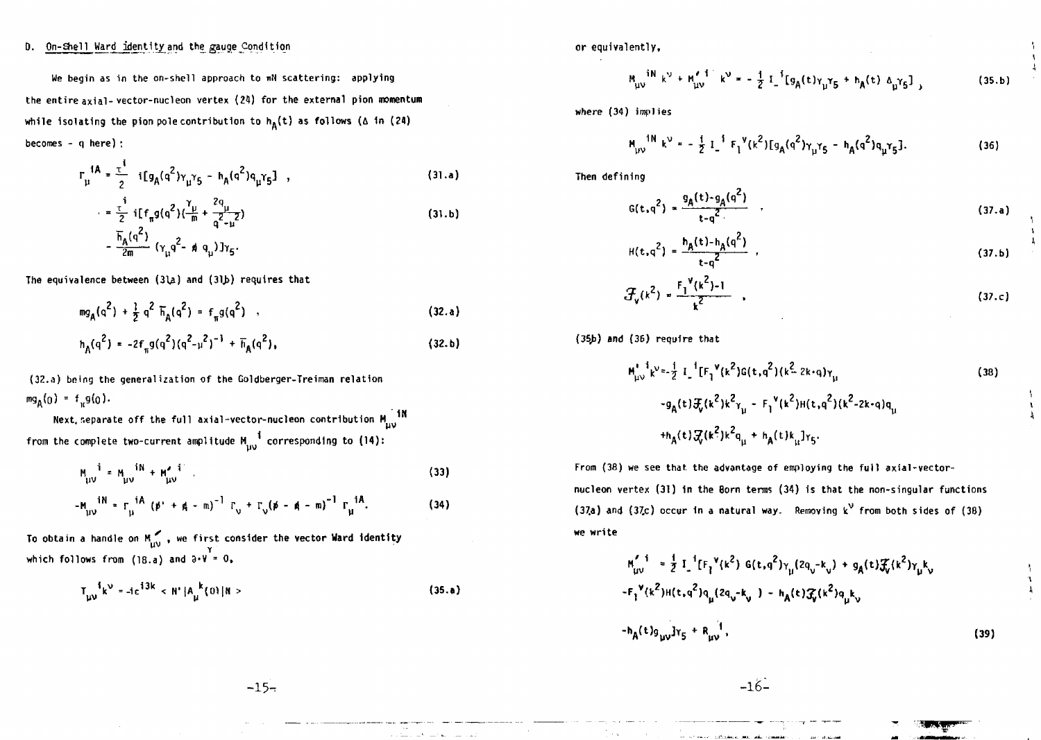D. On-Shell Ward Identity and the Gauge Condition

We begin as in the on-shell approach to $\pi N$ scattering: applying the entire axial-vector-nucleon vertex (24) for the external pion momentum while isolating the pion pole contribution to $h_A(t)$ as follows ($\Delta$ in (24) becomes $-q$ here):

$$\Gamma_\mu^{iA} = \frac{\tau^i}{2} \; i[g_A(q^2)\gamma_\mu\gamma_5 - h_A(q^2)q_\mu\gamma_5] \quad , \tag{31.a}$$

$$= \frac{\tau^i}{2} \; i[f_\pi g(q^2)(\frac{\gamma_\mu}{m} + \frac{2q_\mu}{q^2-\mu^2}) - \frac{\overline{h}_A(q^2)}{2m}(\gamma_\mu q^2 - \not{q}\, q_\mu)]\gamma_5 . \tag{31.b}$$

The equivalence between (31a) and (31b) requires that

$$m g_A(q^2) + \frac{1}{2} q^2 \, \overline{h}_A(q^2) = f_\pi g(q^2) \quad , \tag{32.a}$$

$$h_A(q^2) = -2f_\pi g(q^2)(q^2-\mu^2)^{-1} + \overline{h}_A(q^2), \tag{32.b}$$

(32.a) being the generalization of the Goldberger-Treiman relation $m g_A(0) = f_\pi g(0)$.

Next, separate off the full axial-vector-nucleon contribution $M_{\mu\nu}^{iN}$ from the complete two-current amplitude $M_{\mu\nu}^{i}$ corresponding to (14):

$$M_{\mu\nu}^{\;i} = M_{\mu\nu}^{\;iN} + M_{\mu\nu}^{\prime\; i} \tag{33}$$

$$-M_{\mu\nu}^{\;iN} = \Gamma_\mu^{\;iA}(\not{p}' + \not{k} - m)^{-1}\,\Gamma_\nu + \Gamma_\nu(\not{p} - \not{k} - m)^{-1}\,\Gamma_\mu^{\;iA}. \tag{34}$$

To obtain a handle on $M'_{\mu\nu}$, we first consider the vector Ward identity which follows from (18.a) and $\partial\cdot V^\gamma = 0$,

$$T_{\mu\nu}^{\;i} k^\nu = -i\epsilon^{i3k} < N'|A_\mu^{\;k}(0)|N > \tag{35.a}$$

or equivalently,

$$M_{\mu\nu}^{\;iN} k^\nu + M_{\mu\nu}^{\prime\; i} k^\nu = -\frac{1}{2} I_-^{\;i}[g_A(t)\gamma_\mu\gamma_5 + h_A(t)\,\Delta_\mu\gamma_5] \, , \tag{35.b}$$

where (34) implies

$$M_{\mu\nu}^{\;iN} k^\nu = -\frac{1}{2} I_-^{\;i} F_1^{\;V}(k^2)[g_A(q^2)\gamma_\mu\gamma_5 - h_A(q^2)q_\mu\gamma_5]. \tag{36}$$

Then defining

$$G(t,q^2) = \frac{g_A(t) - g_A(q^2)}{t-q^2} \quad , \tag{37.a}$$

$$H(t,q^2) = \frac{h_A(t) - h_A(q^2)}{t-q^2} \; , \tag{37.b}$$

$$\mathcal{F}_V(k^2) = \frac{F_1^{\;V}(k^2)-1}{k^2} \quad , \tag{37.c}$$

(35b) and (36) require that

$$M'^{\;i}_{\mu\nu}k^\nu = -\frac{1}{2} I_-^{\;i}[F_1^{\;V}(k^2)G(t,q^2)(k^2 - 2k\cdot q)\gamma_\mu - g_A(t)\mathcal{F}_V(k^2)k^2\gamma_\mu - F_1^{\;V}(k^2)H(t,q^2)(k^2-2k\cdot q)q_\mu + h_A(t)\mathcal{F}_V(k^2)k^2 q_\mu + h_A(t)k_\mu]\gamma_5. \tag{38}$$

From (38) we see that the advantage of employing the full axial-vector-nucleon vertex (31) in the Born terms (34) is that the non-singular functions (37a) and (37c) occur in a natural way. Removing $k^\nu$ from both sides of (38) we write

$$M'^{\;i}_{\mu\nu} = \frac{1}{2} I_-^{\;i}[F_1^{\;V}(k^2)\, G(t,q^2)\gamma_\mu(2q_\nu - k_\nu) + g_A(t)\mathcal{F}_V(k^2)\gamma_\mu k_\nu - F_1^{\;V}(k^2)H(t,q^2)q_\mu(2q_\nu - k_\nu) - h_A(t)\mathcal{F}_V(k^2)q_\mu k_\nu - h_A(t)g_{\mu\nu}]\gamma_5 + R_{\mu\nu}^{\;i}, \tag{39}$$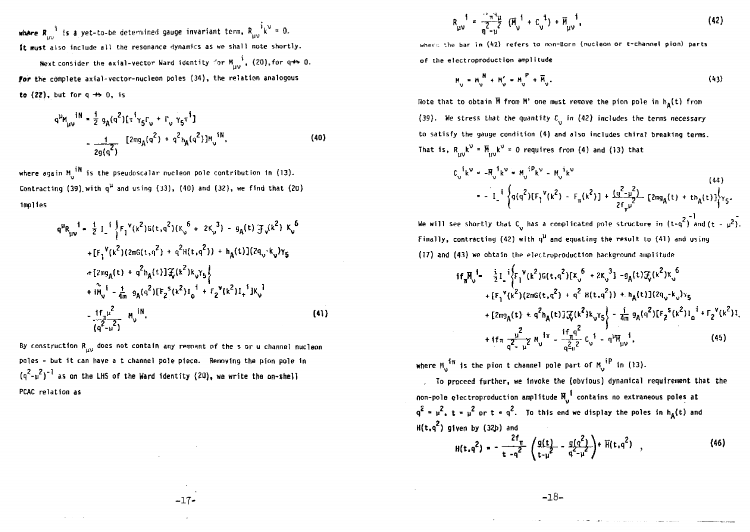where $R_{\mu\nu}{}^{i}$ is a yet-to-be determined gauge invariant term, $R_{\mu\nu}{}^{i}k^{\nu} = 0$. It must also include all the resonance dynamics as we shall note shortly.

Next consider the axial-vector Ward identity for $M_{\mu\nu}{}^{i}$, (20), for $q \nrightarrow 0$. For the complete axial-vector-nucleon poles (34), the relation analogous to (22), but for $q \nrightarrow 0$, is

$$q^{\mu}M_{\mu\nu}{}^{iN} = \frac{1}{2}\, g_A(q^2)[\tau^{i}\gamma_5\Gamma_\nu + \Gamma_\nu\,\gamma_5\tau^{i}] - \frac{1}{2g(q^2)}\,[2mg_A(q^2) + q^2h_A(q^2)]M_\nu{}^{iN}, \tag{40}$$

where again $M_\nu{}^{iN}$ is the pseudoscalar nucleon pole contribution in (13). Contracting (39) with $q^{\mu}$ and using (33), (40) and (32), we find that (20) implies

$$\begin{aligned} q^{\mu}R_{\mu\nu}{}^{i} = \tfrac{1}{2}\, I_-{}^{i}\Big\{ & F_1{}^{V}(k^2)G(t,q^2)(K_\nu{}^{6} + 2K_\nu{}^{3}) - g_A(t)\,\mathcal{F}_V(k^2)\,K_\nu{}^{6} \\ & + [F_1{}^{V}(k^2)(2mG(t,q^2) + q^2H(t,q^2)) + h_A(t)](2q_\nu - k_\nu)\gamma_5 \\ & + [2mg_A(t) + q^2h_A(t)]\mathcal{F}_V(k^2)k_\nu\gamma_5\Big\} \\ & + i\tilde{M}_\nu{}^{i} - \tfrac{i}{4m}\, g_A(q^2)[F_2{}^{S}(k^2)I_0{}^{i} + F_2{}^{V}(k^2)I_+{}^{i}]K_\nu{}^{1} \\ & - \frac{if_\pi\mu^2}{(q^2-\mu^2)}\, M_\nu{}^{iN}. \end{aligned} \tag{41}$$

By construction $R_{\mu\nu}$ does not contain any remnant of the s or u channel nucleon poles - but it can have a t channel pole piece. Removing the pion pole in $(q^2-\mu^2)^{-1}$ as on the LHS of the Ward identity (20), we write the on-shell PCAC relation as

$$R_{\mu\nu}{}^{i} = \frac{-if_\pi q_\mu}{q^2-\mu^2}\,(\bar{M}_\nu{}^{i} + C_\nu{}^{i}) + \bar{M}_{\mu\nu}{}^{i}, \tag{42}$$

where the bar in (42) refers to non-Born (nucleon or t-channel pion) parts of the electroproduction amplitude

$$M_\nu = M_\nu{}^{N} + M_\nu' = M_\nu{}^{P} + \bar{M}_\nu. \tag{43}$$

Note that to obtain $\bar{M}$ from $M'$ one must remove the pion pole in $h_A(t)$ from (39). *We stress that the quantity $C_\nu$ in (42) includes the terms necessary to satisfy the gauge condition (4) and also includes chiral breaking terms.* That is, $R_{\mu\nu}k^{\nu} = \bar{M}_{\mu\nu}k^{\nu} = 0$ requires from (4) and (13) that

$$\begin{aligned} C_\nu{}^{i}k^{\nu} &= -\bar{M}_\nu{}^{i}k^{\nu} = M_\nu{}^{iP}k^{\nu} - M_\nu{}^{i}k^{\nu} \\ &= -\,I_-{}^{i}\left\{g(q^2)[F_1{}^{V}(k^2) - F_\pi(k^2)] + \frac{(q^2-\mu^2)}{2f_\pi\mu^2}\,[2mg_A(t) + th_A(t)]\right\}\gamma_5. \end{aligned} \tag{44}$$

We will see shortly that $C_\nu$ has a complicated pole structure in $(t-q^2)^{-1}$ and $(t-\mu^2)$. Finally, contracting (42) with $q^{\mu}$ and equating the result to (41) and using (17) and (43) we obtain the electroproduction background amplitude

$$\begin{aligned} if_\pi\bar{M}_\nu{}^{i} = \tfrac{i}{2}\, I_-{}^{i}\Big\{ & F_1{}^{V}(k^2)G(t,q^2)[K_\nu{}^{6} + 2K_\nu{}^{3}] - g_A(t)\mathcal{F}_V(k^2)K_\nu{}^{6} \\ & + [F_1{}^{V}(k^2)(2mG(t,q^2) + q^2H(t,q^2)) + h_A(t)](2q_\nu - k_\nu)\gamma_5 \\ & + [2mg_A(t) + q^2h_A(t)]\mathcal{F}_V(k^2)k_\nu\gamma_5\Big\} - \tfrac{i}{4m}\, g_A(q^2)[F_2{}^{S}(k^2)I_0{}^{i} + F_2{}^{V}(k^2)I_+{}^{i}] \\ & + if_\pi\frac{\mu^2}{q^2-\mu^2}\, M_\nu{}^{i\pi} - \frac{if_\pi q^2}{q^2-\mu^2}\, C_\nu{}^{i} - q^{\mu}\bar{M}_{\mu\nu}{}^{i}, \end{aligned} \tag{45}$$

where $M_\nu{}^{i\pi}$ is the pion t channel pole part of $M_\nu{}^{iP}$ in (13).

To proceed further, we invoke the (obvious) dynamical requirement that the non-pole electroproduction amplitude $\bar{M}_\nu{}^{i}$ contains no extraneous poles at $q^2 = \mu^2$, $t = \mu^2$ or $t = q^2$. To this end we display the poles in $h_A(t)$ and $H(t,q^2)$ given by (32b) and

$$H(t,q^2) = -\frac{2f_\pi}{t-q^2}\left(\frac{g(t)}{t-\mu^2} - \frac{g(q^2)}{q^2-\mu^2}\right) + \bar{H}(t,q^2)\;, \tag{46}$$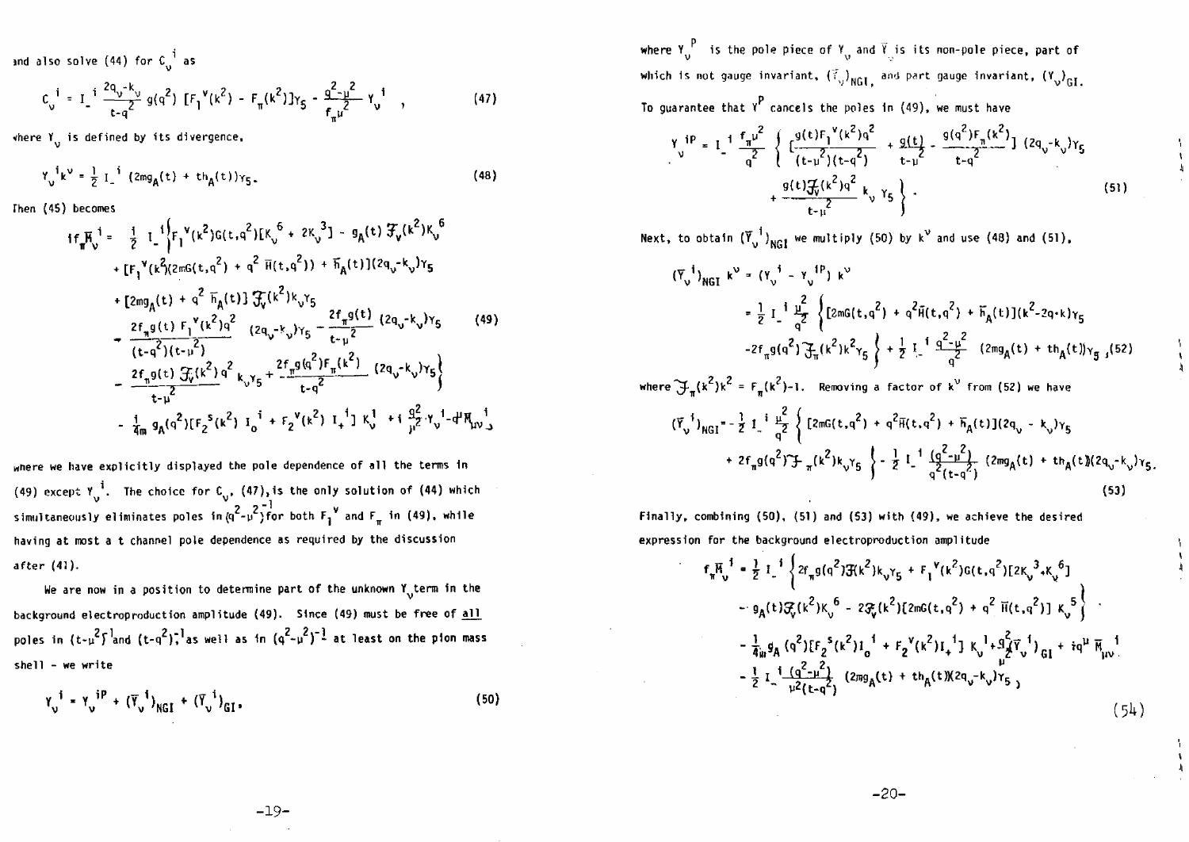and also solve (44) for $C_\nu{}^i$ as

$$C_\nu{}^i = I_-{}^i \frac{2q_\nu - k_\nu}{t-q^2} g(q^2)\,[F_1{}^V(k^2) - F_\pi(k^2)]\gamma_5 - \frac{q^2-\mu^2}{f_\pi \mu^2} Y_\nu{}^i \quad , \tag{47}$$

where $Y_\nu$ is defined by its divergence,

$$Y_\nu{}^i k^\nu = \frac{1}{2} I_-{}^i\,(2mg_A(t) + th_A(t))\gamma_5. \tag{48}$$

Then (45) becomes

$$\begin{aligned}
if_\pi \bar{M}_\nu{}^i = \;& \frac{1}{2} I_-{}^i \Big\{ F_1{}^V(k^2) G(t,q^2)[K_\nu{}^6 + 2K_\nu{}^3] - g_A(t)\,\mathcal{F}_V(k^2) K_\nu{}^6 \\
& + [F_1{}^V(k^2)(2mG(t,q^2) + q^2\,\bar{H}(t,q^2)) + \bar{h}_A(t)](2q_\nu - k_\nu)\gamma_5 \\
& + [2mg_A(t) + q^2\,\bar{h}_A(t)]\,\mathcal{F}_V(k^2) k_\nu \gamma_5 \\
& - \frac{2f_\pi g(t)\,F_1{}^V(k^2) q^2}{(t-q^2)(t-\mu^2)}\,(2q_\nu - k_\nu)\gamma_5 - \frac{2f_\pi g(t)}{t-\mu^2}\,(2q_\nu - k_\nu)\gamma_5 \\
& - \frac{2f_\pi g(t)\,\mathcal{F}_V(k^2)\,q^2}{t-\mu^2}\,k_\nu \gamma_5 + \frac{2f_\pi g(q^2) F_\pi(k^2)}{t-q^2}\,(2q_\nu - k_\nu)\gamma_5 \Big\} \\
& - \frac{1}{4m} g_A(q^2)[F_2{}^S(k^2)\,I_0{}^i + F_2{}^V(k^2)\,I_+{}^i]\,K_\nu^1 + i\,\frac{g^2}{\mu^2}\,Y_\nu{}^i - q^\mu \bar{M}_{\mu\nu}{}^i ,
\end{aligned} \tag{49}$$

where we have explicitly displayed the pole dependence of all the terms in (49) except $Y_\nu{}^i$. The choice for $C_\nu$, (47), is the only solution of (44) which simultaneously eliminates poles in $(q^2-\mu^2)^{-1}$ for both $F_1{}^V$ and $F_\pi$ in (49), while having at most a t channel pole dependence as required by the discussion after (41).

We are now in a position to determine part of the unknown $Y_\nu$ term in the background electroproduction amplitude (49). Since (49) must be free of all poles in $(t-\mu^2)^{-1}$ and $(t-q^2)^{-1}$, as well as in $(q^2-\mu^2)^{-1}$ at least on the pion mass shell - we write

$$Y_\nu{}^i = Y_\nu{}^{iP} + (\bar{Y}_\nu{}^i)_{NGI} + (\bar{Y}_\nu{}^i)_{GI}, \tag{50}$$

where $Y_\nu{}^P$ is the pole piece of $Y_\nu$ and $\bar{Y}_\nu$ is its non-pole piece, part of which is not gauge invariant, $(\bar{Y}_\nu)_{NGI}$, and part gauge invariant, $(Y_\nu)_{GI}$.

To guarantee that $Y^P$ cancels the poles in (49), we must have

$$\begin{aligned}
Y_\nu{}^{iP} = I_-{}^i \frac{f_\pi \mu^2}{q^2} \Big\{ & \Big[\frac{g(t) F_1{}^V(k^2) q^2}{(t-\mu^2)(t-q^2)} + \frac{g(t)}{t-\mu^2} - \frac{g(q^2) F_\pi(k^2)}{t-q^2}\Big]\,(2q_\nu - k_\nu)\gamma_5 \\
& + \frac{g(t)\,\mathcal{F}_V(k^2)\,q^2}{t-\mu^2}\,k_\nu \gamma_5 \Big\} .
\end{aligned} \tag{51}$$

Next, to obtain $(\bar{Y}_\nu{}^i)_{NGI}$ we multiply by (50) by $k^\nu$ and use (48) and (51),

$$\begin{aligned}
(\bar{Y}_\nu{}^i)_{NGI}\,k^\nu &= (Y_\nu{}^i - Y_\nu{}^{iP})\,k^\nu \\
&= \frac{1}{2} I_-{}^i \frac{\mu^2}{q^2} \Big\{ [2mG(t,q^2) + q^2 \bar{H}(t,q^2) + \bar{h}_A(t)](k^2 - 2q\cdot k)\gamma_5 \\
&\quad - 2f_\pi g(q^2)\,\mathcal{F}_\pi(k^2) k^2 \gamma_5 \Big\} + \frac{1}{2} I_-{}^i \frac{q^2-\mu^2}{q^2}\,(2mg_A(t) + th_A(t))\gamma_5 ,
\end{aligned} \tag{52}$$

where $\mathcal{F}_\pi(k^2)k^2 = F_\pi(k^2) - 1$. Removing a factor of $k^\nu$ from (52) we have

$$\begin{aligned}
(\bar{Y}_\nu{}^i)_{NGI} = -\frac{1}{2} I_-{}^i \frac{\mu^2}{q^2} \Big\{ & [2mG(t,q^2) + q^2 \bar{H}(t,q^2) + \bar{h}_A(t)](2q_\nu - k_\nu)\gamma_5 \\
& + 2f_\pi g(q^2)\,\mathcal{F}_\pi(k^2) k_\nu \gamma_5 \Big\} - \frac{1}{2} I_-{}^i \frac{(q^2-\mu^2)}{q^2(t-q^2)}\,(2mg_A(t) + th_A(t))(2q_\nu - k_\nu)\gamma_5 .
\end{aligned} \tag{53}$$

Finally, combining (50), (51) and (53) with (49), we achieve the desired expression for the background electroproduction amplitude

$$\begin{aligned}
f_\pi \bar{M}_\nu{}^i = \;& \frac{1}{2} I_-{}^i \Big\{ 2f_\pi g(q^2)\,\mathcal{F}(k^2) k_\nu \gamma_5 + F_1{}^V(k^2) G(t,q^2)[2K_\nu{}^3 + K_\nu{}^6] \\
& - g_A(t)\,\mathcal{F}_V(k^2) K_\nu{}^6 - 2\mathcal{F}_V(k^2)[2mG(t,q^2) + q^2\,\bar{H}(t,q^2)]\,K_\nu{}^5 \Big\} \\
& - \frac{1}{4m} g_A(q^2)[F_2{}^S(k^2)\,I_0{}^1 + F_2{}^V(k^2)\,I_+{}^1]\,K_\nu{}^1 + \frac{g^2}{\mu^2}(\bar{Y}_\nu{}^1)_{GI} + iq^\mu \bar{M}_{\mu\nu}{}^1 \\
& - \frac{1}{2} I_-{}^i \frac{(q^2-\mu^2)}{\mu^2(t-q^2)}\,(2mg_A(t) + th_A(t))(2q_\nu - k_\nu)\gamma_5 ,
\end{aligned} \tag{54}$$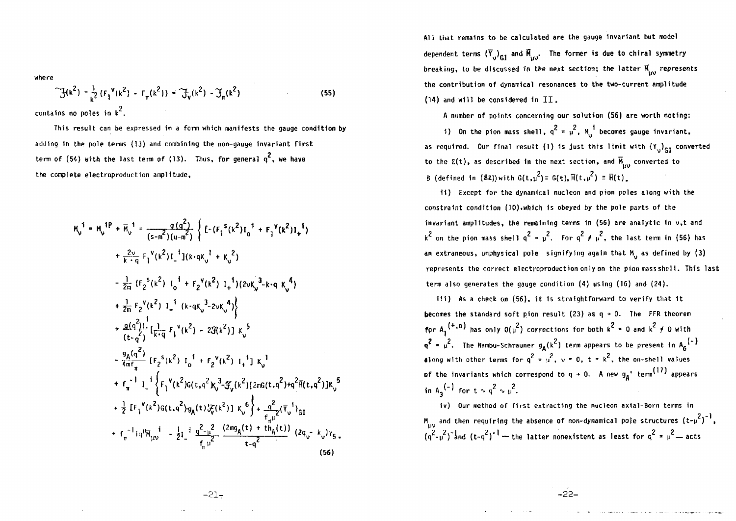where

$$\mathcal{H}(k^2) = \frac{1}{k^2}\left(F_1^V(k^2) - F_\pi(k^2)\right) = \mathcal{F}_V(k^2) - \mathcal{F}_\pi(k^2) \tag{55}$$

contains no poles in $k^2$.

This result can be expressed in a form which manifests the gauge condition by adding in the pole terms (13) and combining the non-gauge invariant first term of (54) with the last term of (13). Thus, for general $q^2$, we have the complete electroproduction amplitude,

$$\begin{aligned}
M_\nu^{\,i} = M_\nu^{\,iP} + \bar{M}_\nu^{\,i} = \frac{g(q^2)}{(s-m^2)(u-m^2)} \Big\{ & [-(F_1^S(k^2) I_0^{\,i} + F_1^V(k^2) I_+^{\,i}) \\
& + \frac{2\nu}{k\cdot q} F_1^V(k^2) I_-^{\,i}](k\cdot q K_\nu^{\,1} + K_\nu^{\,2}) \\
& - \frac{1}{2m}(F_2^S(k^2)\, I_0^{\,i} + F_2^V(k^2)\, I_+^{\,i})(2\nu K_\nu^{\,3} - k\cdot q\, K_\nu^{\,4}) \\
& + \frac{1}{2m} F_2^V(k^2)\, I_-^{\,i}\,(k\cdot q K_\nu^{\,3} - 2\nu K_\nu^{\,4})\Big\} \\
& + \frac{g(q^2) I_-^{\,i}}{(t-q^2)}\left[\frac{1}{k\cdot q} F_1^V(k^2) - 2\mathcal{H}(k^2)\right] K_\nu^{\,6} \\
& - \frac{g_A(q^2)}{4mf_\pi}\left[F_2^S(k^2)\, I_0^{\,i} + F_2^V(k^2)\, I_+^{\,i}\right] K_\nu^{\,1} \\
& + f_\pi^{-1}\, I_-^{\,i}\Big\{F_1^V(k^2) G(t,q^2) K_\nu^{\,3} - \mathcal{F}_V(k^2)[2mG(t,q^2) + q^2\bar{H}(t,q^2)] K_\nu^{\,5} \\
& + \frac{1}{2}\left[F_1^V(k^2) G(t,q^2) - g_A(t)\mathcal{F}_V(k^2)\right] K_\nu^{\,6}\Big\} + \frac{q^2}{f_\pi \mu^2}(\bar{Y}_\nu^{\,i})_{GI} \\
& + f_\pi^{-1}\, i q^\mu \bar{M}_{\mu\nu}^{\,i} - \frac{1}{2} I_-^{\,i}\, \frac{q^2-\mu^2}{f_\pi \mu^2}\, \frac{(2mg_A(t) + th_A(t))}{t-q^2}\,(2q_\nu - k_\nu)\gamma_5 .
\end{aligned} \tag{56}$$

All that remains to be calculated are the gauge invariant but model dependent terms $(\bar{Y}_\nu)_{GI}$ and $\bar{M}_{\mu\nu}$. The former is due to chiral symmetry breaking, to be discussed in the next section; the latter $\bar{M}_{\mu\nu}$ represents the contribution of dynamical resonances to the two-current amplitude (14) and will be considered in II.

A number of points concerning our solution (56) are worth noting:

i) On the pion mass shell, $q^2 = \mu^2$, $M_\nu^{\,i}$ becomes gauge invariant, as required. Our final result (1) is just this limit with $(\bar{Y}_\nu)_{GI}$ converted to the $\Sigma(t)$, as described in the next section, and $\bar{M}_{\mu\nu}$ converted to $B$ (defined in (82)) with $G(t,\mu^2) \equiv G(t), \bar{H}(t,\mu^2) \equiv \bar{H}(t)$.

ii) Except for the dynamical nucleon and pion poles along with the constraint condition (10), which is obeyed by the pole parts of the invariant amplitudes, the remaining terms in (56) are analytic in $\nu, t$ and $k^2$ on the pion mass shell $q^2 = \mu^2$. For $q^2 \neq \mu^2$, the last term in (56) has an extraneous, unphysical pole signifying again that $M_\nu$ as defined by (3) represents the correct electroproduction only on the pion mass shell. This last term also generates the gauge condition (4) using (16) and (24).

iii) As a check on (56), it is straightforward to verify that it becomes the standard soft pion result (23) as $q \to 0$. The FFR theorem for $A_1^{(+,0)}$ has only $O(\mu^2)$ corrections for both $k^2 = 0$ and $k^2 \neq 0$ with $q^2 = \mu^2$. The Nambu-Schrauner $g_A(k^2)$ term appears to be present in $A_6^{(-)}$ along with other terms for $q^2 = \mu^2$, $\nu = 0$, $t = k^2$, the on-shell values of the invariants which correspond to $q \to 0$. A new $g_A{}'$ term[17] appears in $A_3^{(-)}$ for $t \sim q^2 \sim \mu^2$.

iv) Our method of first extracting the nucleon axial-Born terms in $M_{\mu\nu}$ and then requiring the absence of non-dynamical pole structures $(t-\mu^2)^{-1}$, $(q^2-\mu^2)^{-1}$ and $(t-q^2)^{-1}$ — the latter nonexistent as least for $q^2 = \mu^2$ — acts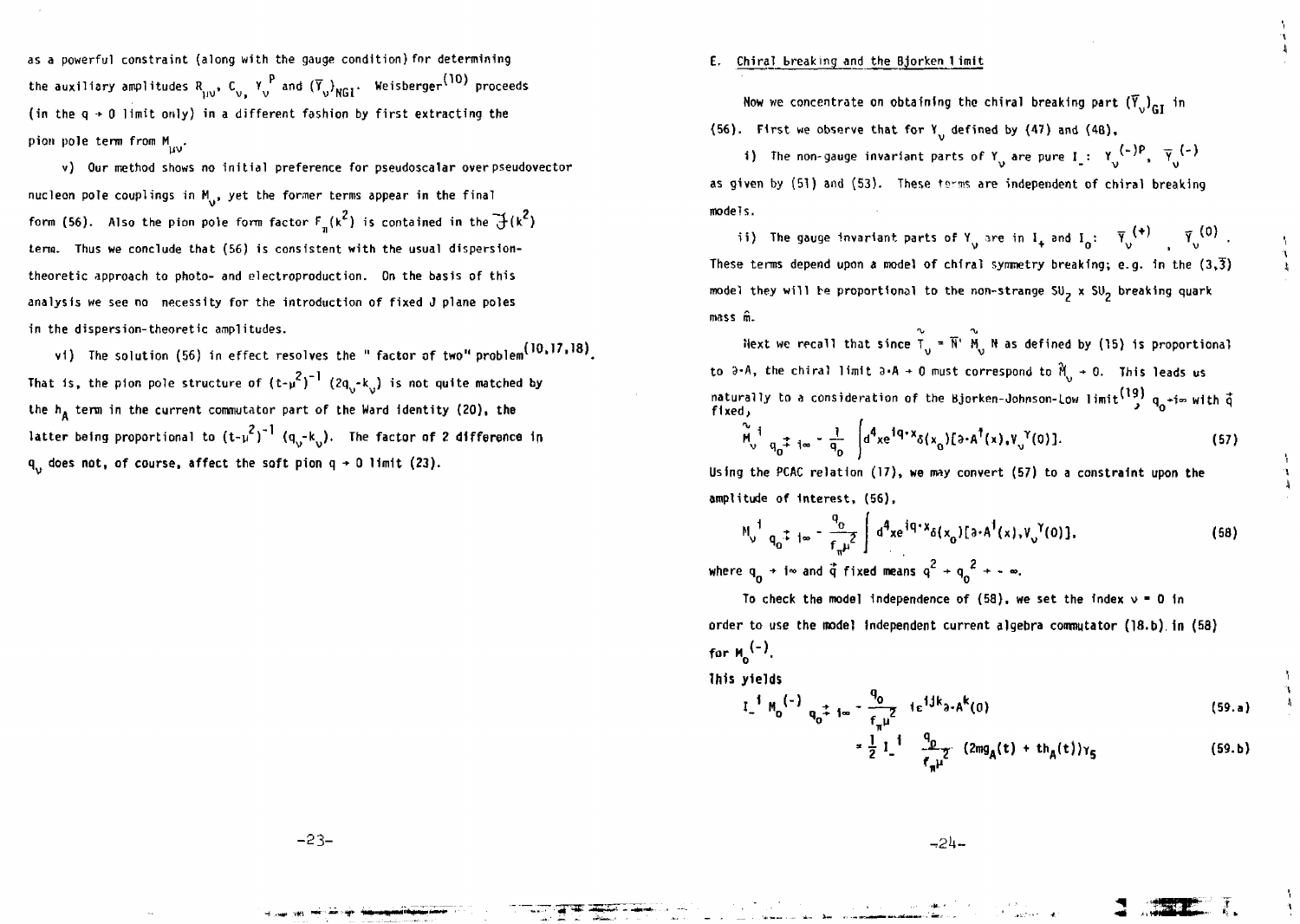as a powerful constraint (along with the gauge condition) for determining the auxiliary amplitudes $R_{\mu\nu}$, $C_\nu$, $Y_\nu^P$ and $(\overline{Y}_\nu)_{NGI}$. Weisberger[10] proceeds (in the $q \to 0$ limit only) in a different fashion by first extracting the pion pole term from $M_{\mu\nu}$.

v) Our method shows no initial preference for pseudoscalar over pseudovector nucleon pole couplings in $M_\nu$, yet the former terms appear in the final form (56). Also the pion pole form factor $F_\pi(k^2)$ is contained in the $\mathcal{J}(k^2)$ term. Thus we conclude that (56) is consistent with the usual dispersion-theoretic approach to photo- and electroproduction. On the basis of this analysis we see no necessity for the introduction of fixed J plane poles in the dispersion-theoretic amplitudes.

vi) The solution (56) in effect resolves the "factor of two" problem[10,17,18]. That is, the pion pole structure of $(t-\mu^2)^{-1}(2q_\nu - k_\nu)$ is not quite matched by the $h_A$ term in the current commutator part of the Ward identity (20), the latter being proportional to $(t-\mu^2)^{-1}(q_\nu - k_\nu)$. The factor of 2 difference in $q_\nu$ does not, of course, affect the soft pion $q \to 0$ limit (23).

## E. Chiral breaking and the Bjorken limit

Now we concentrate on obtaining the chiral breaking part $(\overline{Y}_\nu)_{GI}$ in (56). First we observe that for $Y_\nu$ defined by (47) and (48),

i) The non-gauge invariant parts of $Y_\nu$ are pure $I_-$: $Y_\nu^{(-)P}$, $\overline{Y}_\nu^{(-)}$ as given by (51) and (53). These terms are independent of chiral breaking models.

ii) The gauge invariant parts of $Y_\nu$ are in $I_+$ and $I_0$: $\overline{Y}_\nu^{(+)}$, $\overline{Y}_\nu^{(0)}$. These terms depend upon a model of chiral symmetry breaking; e.g. in the $(3,\overline{3})$ model they will be proportional to the non-strange $SU_2 \times SU_2$ breaking quark mass $\hat{m}$.

Next we recall that since $\tilde{T}_\nu = \overline{N}'\,\tilde{M}_\nu\,N$ as defined by (15) is proportional to $\partial\cdot A$, the chiral limit $\partial\cdot A \to 0$ must correspond to $\tilde{M}_\nu \to 0$. This leads us naturally to a consideration of the Bjorken-Johnson-Low limit[19], $q_0 \to i\infty$ with $\vec{q}$ fixed,

$$\tilde{M}_\nu^{\,i}\ \underset{q_0 \to i\infty}{\longrightarrow}\ -\frac{1}{q_0}\int d^4x\, e^{iq\cdot x}\delta(x_0)[\partial\cdot A^i(x), V_\nu^\gamma(0)]. \tag{57}$$

Using the PCAC relation (17), we may convert (57) to a constraint upon the amplitude of interest, (56),

$$M_\nu^{\,i}\ \underset{q_0 \to i\infty}{\longrightarrow}\ -\frac{q_0}{f_\pi\mu^2}\int d^4x\, e^{iq\cdot x}\delta(x_0)[\partial\cdot A^i(x), V_\nu^\gamma(0)], \tag{58}$$

where $q_0 \to i\infty$ and $\vec{q}$ fixed means $q^2 \to q_0^2 \to -\infty$.

To check the model independence of (58), we set the index $\nu = 0$ in order to use the model independent current algebra commutator (18.b) in (58) for $M_0^{(-)}$.

This yields

$$I_-^{\,i}\, M_0^{(-)}\ \underset{q_0 \to i\infty}{\longrightarrow}\ -\frac{q_0}{f_\pi\mu^2}\ i\epsilon^{ijk}\partial\cdot A^k(0) \tag{59.a}$$

$$= \frac{1}{2} I_-^{\,i}\ \frac{q_0}{f_\pi\mu^2}\ (2mg_A(t) + th_A(t))\gamma_5 \tag{59.b}$$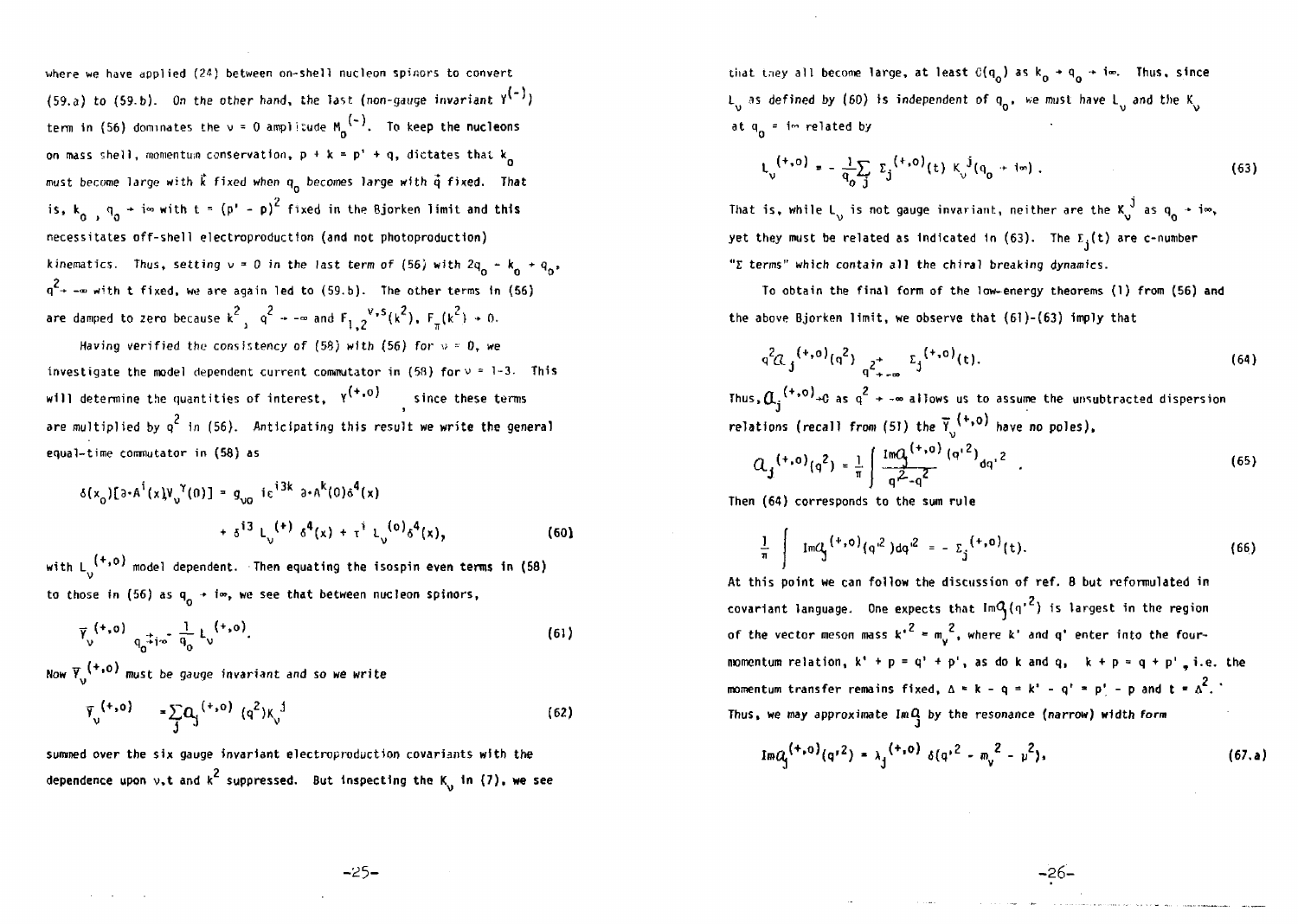where we have applied (24) between on-shell nucleon spinors to convert (59.a) to (59.b). On the other hand, the last (non-gauge invariant $Y^{(-)}$) term in (56) dominates the $\nu = 0$ amplitude $M_0^{(-)}$. To keep the nucleons on mass shell, momentum conservation, $p + k = p' + q$, dictates that $k_0$ must become large with $\vec{k}$ fixed when $q_0$ becomes large with $\vec{q}$ fixed. That is, $k_0, q_0 \to i\infty$ with $t = (p' - p)^2$ fixed in the Bjorken limit and this necessitates off-shell electroproduction (and not photoproduction) kinematics. Thus, setting $\nu = 0$ in the last term of (56) with $2q_0 - k_0 + q_0$, $q^2 \to -\infty$ with t fixed, we are again led to (59.b). The other terms in (56) are damped to zero because $k^2, q^2 \to -\infty$ and $F_{1,2}^{V,S}(k^2)$, $F_\pi(k^2) \to 0$.

Having verified the consistency of (58) with (56) for $\nu = 0$, we investigate the model dependent current commutator in (58) for $\nu = 1$-$3$. This will determine the quantities of interest, $Y^{(+,0)}$, since these terms are multiplied by $q^2$ in (56). Anticipating this result we write the general equal-time commutator in (58) as

$$\delta(x_0)[\partial\cdot A^i(x)V_\nu^\gamma(0)] = g_{\nu 0}\, i\varepsilon^{i3k}\, \partial\cdot A^k(0)\delta^4(x) + \delta^{i3}\, L_\nu^{(+)}\, \delta^4(x) + \tau^i\, L_\nu^{(0)}\delta^4(x), \tag{60}$$

with $L_\nu^{(+,0)}$ model dependent. Then equating the isospin even terms in (58) to those in (56) as $q_0 \to i\infty$, we see that between nucleon spinors,

$$\overline{Y}_\nu^{(+,0)} \underset{q_0 \to i\infty}{\to} \frac{1}{q_0} L_\nu^{(+,0)}. \tag{61}$$

Now $\overline{Y}_\nu^{(+,0)}$ must be gauge invariant and so we write

$$\overline{Y}_\nu^{(+,0)} = \sum_j \mathcal{A}_j^{(+,0)}(q^2) K_\nu^j \tag{62}$$

summed over the six gauge invariant electroproduction covariants with the dependence upon $\nu$, t and $k^2$ suppressed. But inspecting the $K_\nu$ in (7), we see that they all become large, at least $O(q_0)$ as $k_0 \to q_0 \to i\infty$. Thus, since $L_\nu$ as defined by (60) is independent of $q_0$, we must have $L_\nu$ and the $K_\nu$ at $q_0 = i\infty$ related by

$$L_\nu^{(+,0)} = -\frac{1}{q_0}\sum_j \Sigma_j^{(+,0)}(t)\, K_\nu^j(q_0 \to i\infty). \tag{63}$$

That is, while $L_\nu$ is not gauge invariant, neither are the $K_\nu^j$ as $q_0 \to i\infty$, yet they must be related as indicated in (63). The $\Sigma_j(t)$ are c-number "$\Sigma$ terms" which contain all the chiral breaking dynamics.

To obtain the final form of the low-energy theorems (1) from (56) and the above Bjorken limit, we observe that (61)-(63) imply that

$$q^2\mathcal{A}_j^{(+,0)}(q^2) \underset{q^2 \to -\infty}{\to} \Sigma_j^{(+,0)}(t). \tag{64}$$

Thus, $\mathcal{A}_j^{(+,0)} \to 0$ as $q^2 \to -\infty$ allows us to assume the unsubtracted dispersion relations (recall from (51) the $\overline{Y}_\nu^{(+,0)}$ have no poles),

$$\mathcal{A}_j^{(+,0)}(q^2) = \frac{1}{\pi}\int \frac{\operatorname{Im}\mathcal{A}_j^{(+,0)}(q'^2)}{q'^2 - q^2}\, dq'^2 . \tag{65}$$

Then (64) corresponds to the sum rule

$$\frac{1}{\pi}\int \operatorname{Im}\mathcal{A}_j^{(+,0)}(q'^2)\, dq'^2 = -\Sigma_j^{(+,0)}(t). \tag{66}$$

At this point we can follow the discussion of ref. 8 but reformulated in covariant language. One expects that $\operatorname{Im}\mathcal{A}_j(q'^2)$ is largest in the region of the vector meson mass $k'^2 = m_v^2$, where $k'$ and $q'$ enter into the four-momentum relation, $k' + p = q' + p'$, as do k and q, $k + p = q + p'$, i.e. the momentum transfer remains fixed, $\Delta = k - q = k' - q' = p' - p$ and $t = \Delta^2$. Thus, we may approximate $\operatorname{Im}\mathcal{A}_j$ by the resonance (narrow) width form

$$\operatorname{Im}\mathcal{A}_j^{(+,0)}(q'^2) = \lambda_j^{(+,0)}\, \delta(q'^2 - m_v^2 - \mu^2), \tag{67.a}$$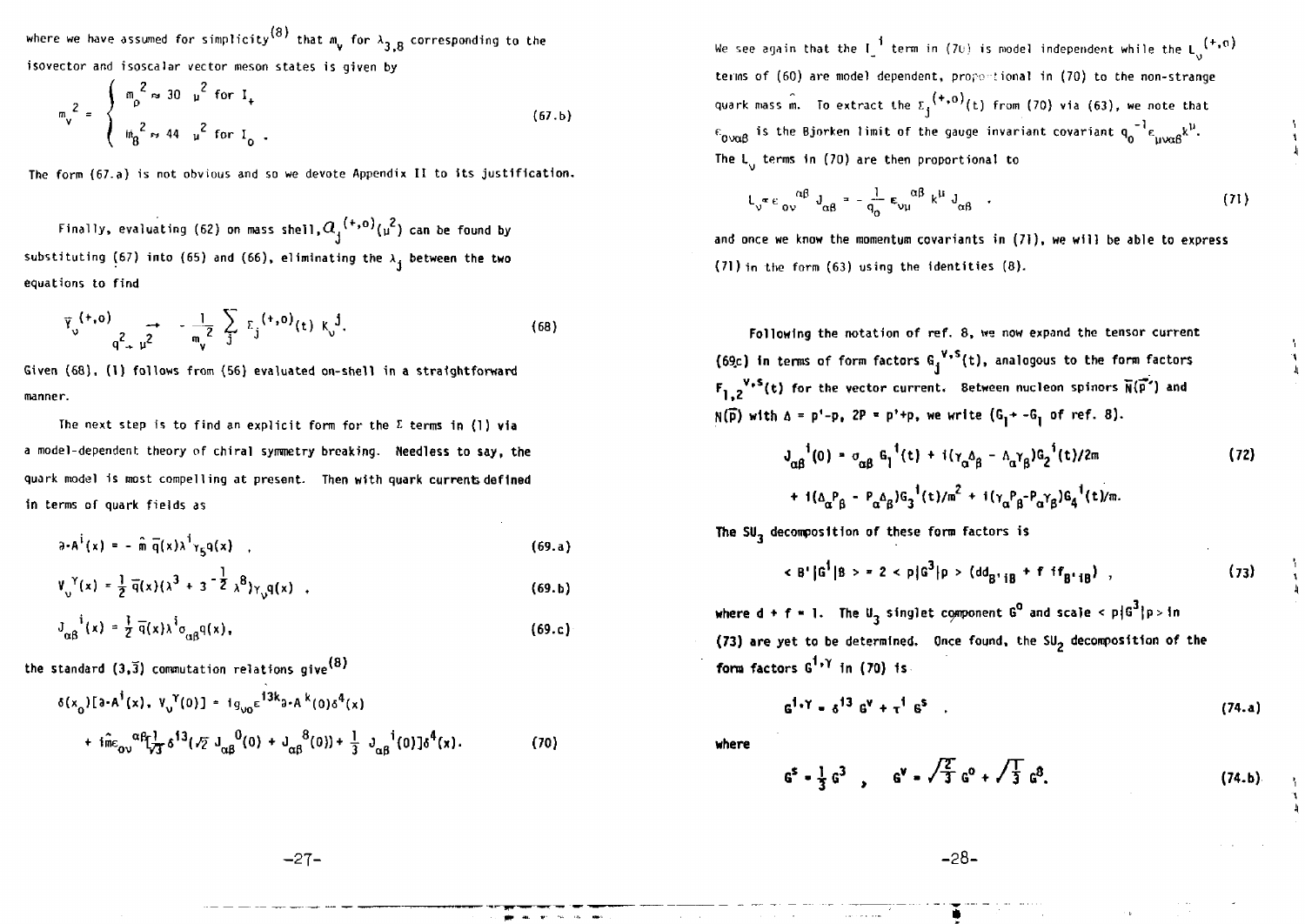where we have assumed for simplicity[8] that $m_v$ for $\lambda_{3,8}$ corresponding to the isovector and isoscalar vector meson states is given by

$$m_v^2 = \begin{cases} m_\rho^2 \approx 30\ \mu^2 & \text{for } I_+ \\ \hat{m}_8^2 \approx 44\ \mu^2 & \text{for } I_o\ . \end{cases} \tag{67.b}$$

The form (67.a) is not obvious and so we devote Appendix II to its justification.

Finally, evaluating (62) on mass shell, $\mathcal{a}_j^{(+,o)}(\mu^2)$ can be found by substituting (67) into (65) and (66), eliminating the $\lambda_j$ between the two equations to find

$$\overline{\gamma}_v^{(+,o)} \underset{q^2 \to \mu^2}{\longrightarrow} -\frac{1}{m_v^2} \sum_j \Sigma_j^{(+,o)}(t)\ K_v^j . \tag{68}$$

Given (68), (1) follows from (56) evaluated on-shell in a straightforward manner.

The next step is to find an explicit form for the $\Sigma$ terms in (1) via a model-dependent theory of chiral symmetry breaking. Needless to say, the quark model is most compelling at present. Then with quark currents defined in terms of quark fields as

$$\partial\cdot A^i(x) = -\hat{m}\,\overline{q}(x)\lambda^i\gamma_5 q(x)\ , \tag{69.a}$$

$$V_v^{\gamma}(x) = \frac{1}{2}\,\overline{q}(x)(\lambda^3 + 3^{-\frac{1}{2}}\lambda^8)\gamma_v q(x)\ , \tag{69.b}$$

$$J_{\alpha\beta}^{\ i}(x) = \frac{1}{2}\,\overline{q}(x)\lambda^i\sigma_{\alpha\beta}q(x), \tag{69.c}$$

the standard $(3,\overline{3})$ commutation relations give[8]

$$\begin{aligned}\delta(x_o)[\partial\cdot A^i(x),\ V_v^{\gamma}(0)] &= i g_{vo}\epsilon^{i3k}\partial\cdot A^k(0)\delta^4(x) \\ &+ i\hat{m}\epsilon_{ov}^{\ \ \alpha\beta}[\tfrac{1}{\sqrt{3}}\delta^{i3}(\sqrt{2}\ J_{\alpha\beta}^{\ 0}(0) + J_{\alpha\beta}^{\ 8}(0)) + \tfrac{1}{3}\ J_{\alpha\beta}^{\ i}(0)]\delta^4(x).\end{aligned} \tag{70}$$

We see again that the $I_-^{\ i}$ term in (70) is model independent while the $L_v^{(+,o)}$ terms of (60) are model dependent, proportional in (70) to the non-strange quark mass $\hat{m}$. To extract the $\Sigma_j^{(+,o)}(t)$ from (70) via (63), we note that $\epsilon_{ov\alpha\beta}$ is the Bjorken limit of the gauge invariant covariant $q_o^{-1}\epsilon_{\mu v\alpha\beta}k^\mu$. The $L_v$ terms in (70) are then proportional to

$$L_v \propto \epsilon_{ov}^{\ \ \alpha\beta}\ J_{\alpha\beta} = -\frac{1}{q_o}\,\epsilon_{v\mu}^{\ \ \alpha\beta}\,k^\mu\,J_{\alpha\beta}\ \ . \tag{71}$$

and once we know the momentum covariants in (71), we will be able to express (71) in the form (63) using the identities (8).

Following the notation of ref. 8, we now expand the tensor current (69c) in terms of form factors $G_j^{v,s}(t)$, analogous to the form factors $F_{1,2}^{\ v,s}(t)$ for the vector current. Between nucleon spinors $\overline{N}(\vec{p}')$ and $N(\vec{p})$ with $\Delta = p'-p$, $2P = p'+p$, we write ($G_1 \to -G_1$ of ref. 8).

$$\begin{aligned}J_{\alpha\beta}^{\ i}(0) &= \sigma_{\alpha\beta}\,G_1^{\ i}(t) + i(\gamma_\alpha\Delta_\beta - \Delta_\alpha\gamma_\beta)G_2^{\ i}(t)/2m \\ &+ i(\Delta_\alpha P_\beta - P_\alpha\Delta_\beta)G_3^{\ i}(t)/m^2 + i(\gamma_\alpha P_\beta - P_\alpha\gamma_\beta)G_4^{\ i}(t)/m.\end{aligned} \tag{72}$$

The $SU_3$ decomposition of these form factors is

$$< B'|G^i|B > = 2 < p|G^3|p > (dd_{B'iB} + f\,if_{B'iB})\ , \tag{73}$$

where $d + f = 1$. The $U_3$ singlet component $G^0$ and scale $< p|G^3|p >$ in (73) are yet to be determined. Once found, the $SU_2$ decomposition of the form factors $G^{i,\gamma}$ in (70) is

$$G^{i,\gamma} = \delta^{i3}\,G^v + \tau^i\,G^s\ \ . \tag{74.a}$$

where

$$G^s = \frac{1}{3}\,G^3\ \ ,\ \ \ G^v = \sqrt{\tfrac{2}{3}}\,G^0 + \sqrt{\tfrac{1}{3}}\,G^8. \tag{74.b}$$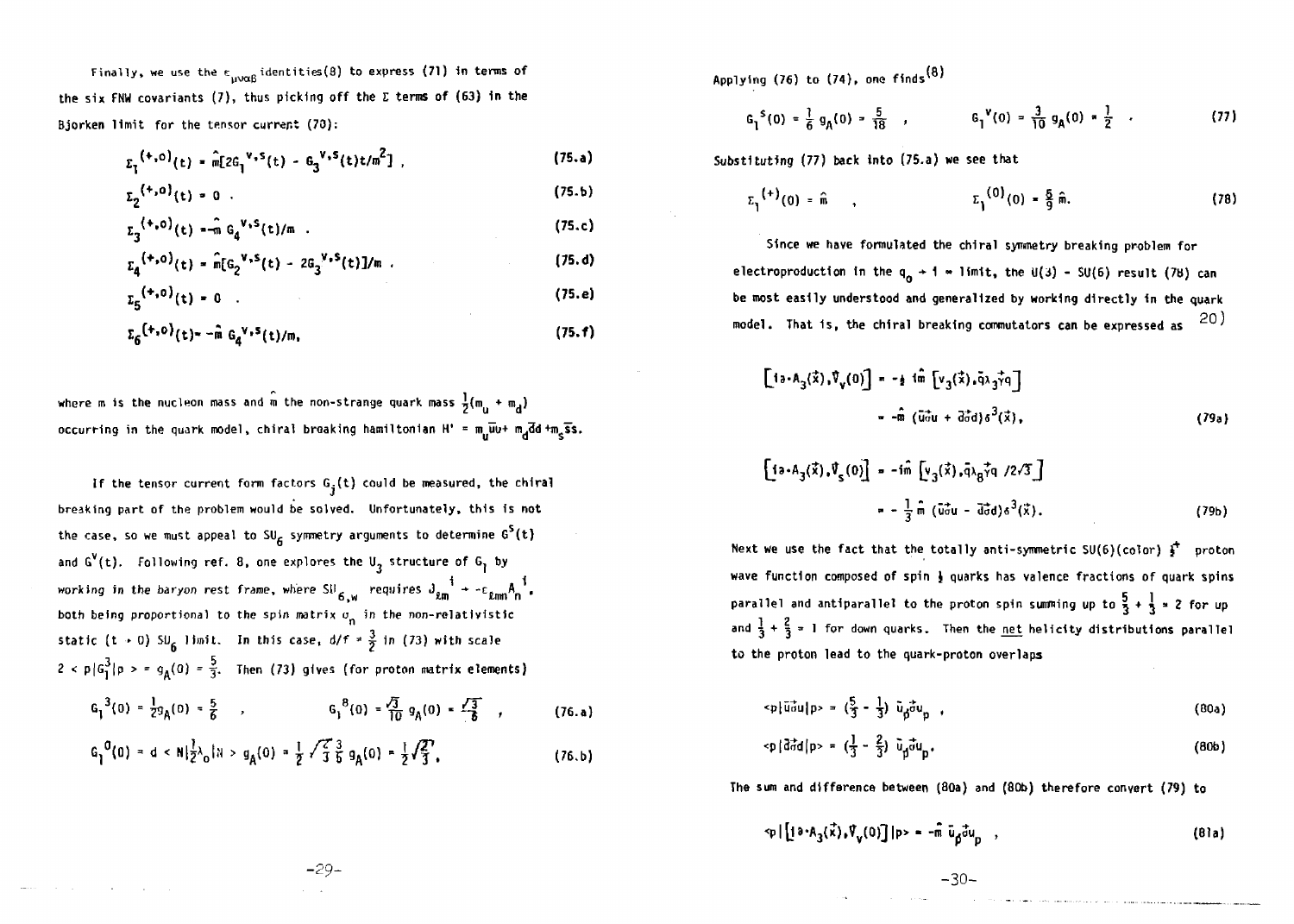Finally, we use the $\epsilon_{\mu\nu\alpha\beta}$ identities(8) to express (71) in terms of the six FNW covariants (7), thus picking off the $\Sigma$ terms of (63) in the Bjorken limit for the tensor current (70):

$$\Sigma_1^{(+,0)}(t) = \hat{m}[2G_1^{V,S}(t) - G_3^{V,S}(t)t/m^2] , \tag{75.a}$$

$$\Sigma_2^{(+,0)}(t) = 0 . \tag{75.b}$$

$$\Sigma_3^{(+,0)}(t) = -\hat{m}\, G_4^{V,S}(t)/m . \tag{75.c}$$

$$\Sigma_4^{(+,0)}(t) = \hat{m}[G_2^{V,S}(t) - 2G_3^{V,S}(t)]/m . \tag{75.d}$$

$$\Sigma_5^{(+,0)}(t) = 0 . \tag{75.e}$$

$$\Sigma_6^{(+,0)}(t) = -\hat{m}\, G_4^{V,S}(t)/m, \tag{75.f}$$

where m is the nucleon mass and $\hat{m}$ the non-strange quark mass $\frac{1}{2}(m_u + m_d)$ occurring in the quark model, chiral breaking hamiltonian $H' = m_u\bar{u}u + m_d\bar{d}d + m_s\bar{s}s$.

If the tensor current form factors $G_j(t)$ could be measured, the chiral breaking part of the problem would be solved. Unfortunately, this is not the case, so we must appeal to $SU_6$ symmetry arguments to determine $G^S(t)$ and $G^V(t)$. Following ref. 8, one explores the $U_3$ structure of $G_1$ by working in the baryon rest frame, where $SU_{6,W}$ requires $J_{\ell m}{}^i \to -\epsilon_{\ell mn}A_n{}^i$, both being proportional to the spin matrix $\sigma_n$ in the non-relativistic static ($t \to 0$) $SU_6$ limit. In this case, $d/f = \frac{3}{2}$ in (73) with scale $2 < p|G_1^3|p> = g_A(0) = \frac{5}{3}$. Then (73) gives (for proton matrix elements)

$$G_1^3(0) = \tfrac{1}{2}g_A(0) = \tfrac{5}{6} \quad , \qquad G_1^8(0) = \tfrac{\sqrt{3}}{10}\, g_A(0) = \tfrac{\sqrt{3}}{6} \quad , \tag{76.a}$$

$$G_1^0(0) = d < N|\tfrac{1}{2}\lambda_0|N > g_A(0) = \tfrac{1}{2}\sqrt{\tfrac{2}{3}}\,\tfrac{3}{5}\, g_A(0) = \tfrac{1}{2}\sqrt{\tfrac{2}{3}}. \tag{76.b}$$

Applying (76) to (74), one finds[8]

$$G_1^S(0) = \tfrac{1}{6}\, g_A(0) = \tfrac{5}{18} \quad , \qquad G_1^V(0) = \tfrac{3}{10}\, g_A(0) = \tfrac{1}{2} \quad . \tag{77}$$

Substituting (77) back into (75.a) we see that

$$\Sigma_1^{(+)}(0) = \hat{m} \quad , \qquad \Sigma_1^{(0)}(0) = \tfrac{5}{9}\,\hat{m}. \tag{78}$$

Since we have formulated the chiral symmetry breaking problem for electroproduction in the $q_0 \to i\infty$ limit, the $U(3) - SU(6)$ result (78) can be most easily understood and generalized by working directly in the quark model. That is, the chiral breaking commutators can be expressed as [20]

$$\left[i\partial\cdot A_3(\vec{x}), \vec{V}_V(0)\right] = -\tfrac{1}{2}\, i\hat{m}\left[v_3(\vec{x}), \bar{q}\lambda_3\vec{\gamma}q\right]$$
$$= -\hat{m}\,(\bar{u}\vec{\sigma}u + \bar{d}\vec{\sigma}d)\delta^3(\vec{x}), \tag{79a}$$

$$\left[i\partial\cdot A_3(\vec{x}), \vec{V}_S(0)\right] = -i\hat{m}\left[v_3(\vec{x}), \bar{q}\lambda_8\vec{\gamma}q\,/2\sqrt{3}\right]$$
$$= -\tfrac{1}{3}\,\hat{m}\,(\bar{u}\vec{\sigma}u - \bar{d}\vec{\sigma}d)\delta^3(\vec{x}). \tag{79b}$$

Next we use the fact that the totally anti-symmetric SU(6)(color) $\underline{3}^+$ proton wave function composed of spin $\frac{1}{2}$ quarks has valence fractions of quark spins parallel and antiparallel to the proton spin summing up to $\frac{5}{3} + \frac{1}{3} = 2$ for up and $\frac{1}{3} + \frac{2}{3} = 1$ for down quarks. Then the net helicity distributions parallel to the proton lead to the quark-proton overlaps

$$<p|\bar{u}\vec{\sigma}u|p> = (\tfrac{5}{3} - \tfrac{1}{3})\,\bar{u}_p\vec{\sigma}u_p \ , \tag{80a}$$

$$<p|\bar{d}\vec{\sigma}d|p> = (\tfrac{1}{3} - \tfrac{2}{3})\,\bar{u}_p\vec{\sigma}u_p. \tag{80b}$$

The sum and difference between (80a) and (80b) therefore convert (79) to

$$<p|\left[i\partial\cdot A_3(\vec{x}), \vec{V}_V(0)\right]|p> = -\hat{m}\,\bar{u}_p\vec{\sigma}u_p \ , \tag{81a}$$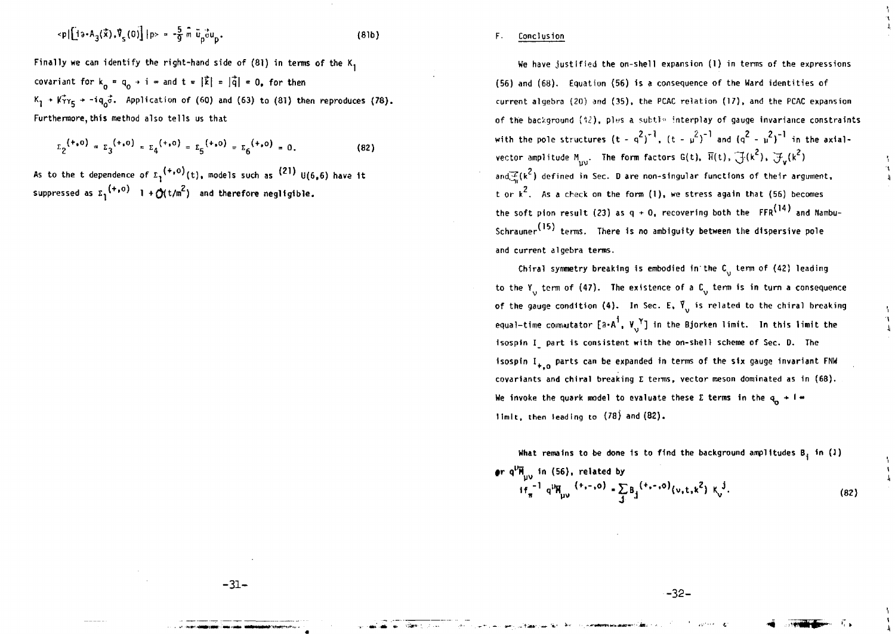$$\langle p|\left[i\partial\cdot A_3(\vec{x}), \bar{V}_5(0)\right]|p\rangle = -\frac{5}{9}\,\bar{m}\,\bar{u}_p\vec{\sigma}u_p. \tag{81b}$$

Finally we can identify the right-hand side of (81) in terms of the $K_1$ covariant for $k_o = q_o \to i\infty$ and $t = |\vec{k}| = |\vec{q}| = 0$, for then $K_1 \to \vec{K}\gamma\gamma_5 \to -iq_o\vec{\sigma}$. Application of (60) and (63) to (81) then reproduces (78). Furthermore, this method also tells us that

$$\Sigma_2^{(+,o)} = \Sigma_3^{(+,o)} = \Sigma_4^{(+,o)} = \Sigma_5^{(+,o)} = \Sigma_6^{(+,o)} = 0. \tag{82}$$

As to the t dependence of $\Sigma_1^{(+,o)}(t)$, models such as [21] U(6,6) have it suppressed as $\Sigma_1^{(+,o)}\ 1 + \mathcal{O}(t/m^2)$ and therefore negligible.

## F. Conclusion

We have justified the on-shell expansion (1) in terms of the expressions (56) and (68). Equation (56) is a consequence of the Ward identities of current algebra (20) and (35), the PCAC relation (17), and the PCAC expansion of the background (42), plus a subtle interplay of gauge invariance constraints with the pole structures $(t - q^2)^{-1}$, $(t - \mu^2)^{-1}$ and $(q^2 - \mu^2)^{-1}$ in the axial-vector amplitude $M_{\mu\nu}$. The form factors $G(t)$, $\bar{H}(t)$, $\mathcal{J}(k^2)$, $\mathcal{J}_v(k^2)$ and $\mathcal{J}_\pi(k^2)$ defined in Sec. D are non-singular functions of their argument, t or $k^2$. As a check on the form (1), we stress again that (56) becomes the soft pion result (23) as $q \to 0$, recovering both the FFR[14] and Nambu-Schrauner[15] terms. There is no ambiguity between the dispersive pole and current algebra terms.

Chiral symmetry breaking is embodied in the $C_\nu$ term of (42) leading to the $Y_\nu$ term of (47). The existence of a $C_\nu$ term is in turn a consequence of the gauge condition (4). In Sec. E, $\bar{Y}_\nu$ is related to the chiral breaking equal-time commutator $[\partial\cdot A^i, V_\nu^{\,Y}]$ in the Bjorken limit. In this limit the isospin $I_-$ part is consistent with the on-shell scheme of Sec. D. The isospin $I_{+,o}$ parts can be expanded in terms of the six gauge invariant FNW covariants and chiral breaking $\Sigma$ terms, vector meson dominated as in (68). We invoke the quark model to evaluate these $\Sigma$ terms in the $q_o \to i\infty$ limit, then leading to (78) and (82).

What remains to be done is to find the background amplitudes $B_j$ in (1) or $q^\mu\bar{M}_{\mu\nu}$ in (56), related by

$$if_\pi^{-1}\, q^\mu\bar{M}_{\mu\nu}{}^{(+,-,o)} = \sum_j B_j{}^{(+,-,o)}(\nu,t,k^2)\, K_\nu^{\,j}. \tag{82}$$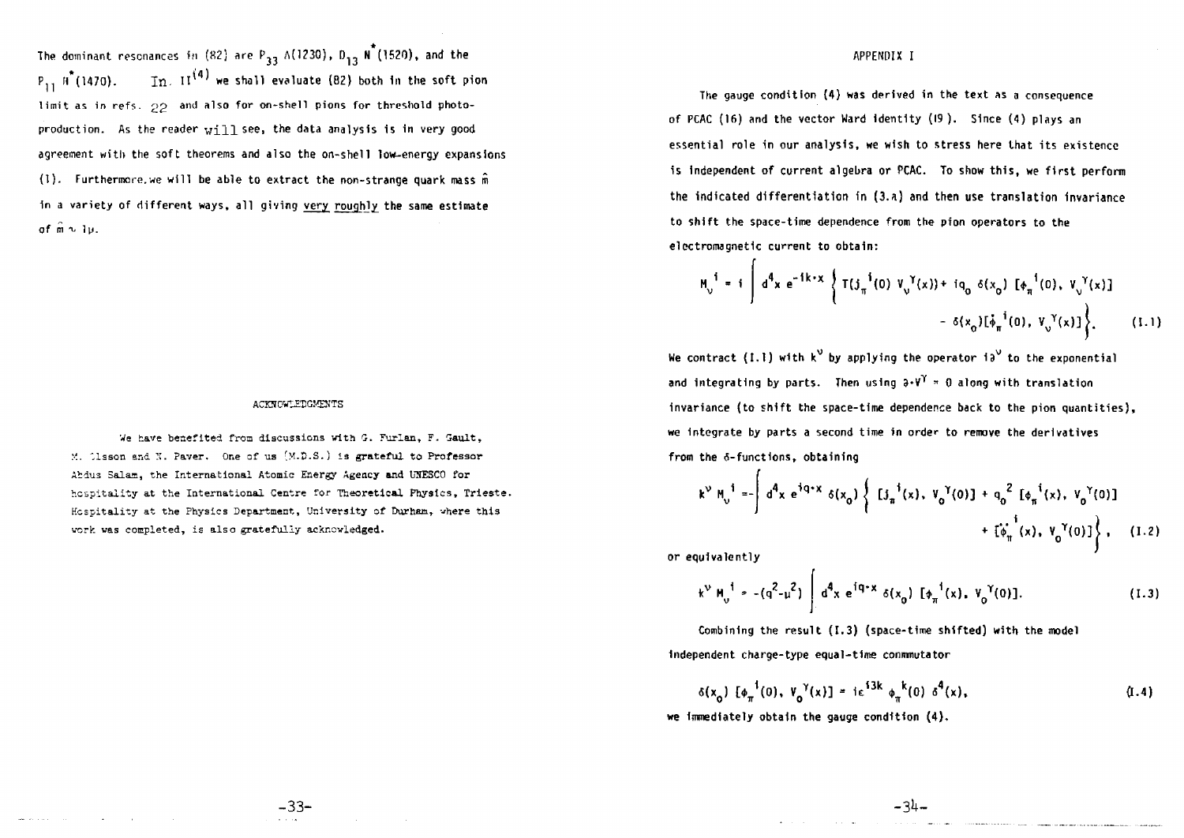The dominant resonances in (82) are $P_{33}$ $\Delta(1230)$, $D_{13}$ $N^*(1520)$, and the $P_{11}$ $N^*(1470)$. In $II^{(4)}$ we shall evaluate (82) both in the soft pion limit as in refs. 22 and also for on-shell pions for threshold photoproduction. As the reader will see, the data analysis is in very good agreement with the soft theorems and also the on-shell low-energy expansions (1). Furthermore, we will be able to extract the non-strange quark mass $\hat{m}$ in a variety of different ways, all giving very roughly the same estimate of $\hat{m} \sim 1\mu$.

## ACKNOWLEDGMENTS

We have benefited from discussions with G. Furlan, F. Gault, M. Olsson and N. Paver. One of us (M.D.S.) is grateful to Professor Abdus Salam, the International Atomic Energy Agency and UNESCO for hospitality at the International Centre for Theoretical Physics, Trieste. Hospitality at the Physics Department, University of Durham, where this work was completed, is also gratefully acknowledged.

## APPENDIX I

The gauge condition (4) was derived in the text as a consequence of PCAC (16) and the vector Ward identity (19). Since (4) plays an essential role in our analysis, we wish to stress here that its existence is independent of current algebra or PCAC. To show this, we first perform the indicated differentiation in (3.a) and then use translation invariance to shift the space-time dependence from the pion operators to the electromagnetic current to obtain:

$$M_\nu^{\,i} = i \int d^4x\, e^{-ik\cdot x} \Big\{ T(j_\pi^{\,i}(0)\, V_\nu^{\,\gamma}(x)) + iq_0\, \delta(x_0)\, [\phi_\pi^{\,i}(0),\, V_\nu^{\,\gamma}(x)] - \delta(x_0) [\dot{\phi}_\pi^{\,i}(0),\, V_\nu^{\,\gamma}(x)] \Big\}. \tag{I.1}$$

We contract (I.1) with $k^\nu$ by applying the operator $i\partial^\nu$ to the exponential and integrating by parts. Then using $\partial\cdot V^\gamma = 0$ along with translation invariance (to shift the space-time dependence back to the pion quantities), we integrate by parts a second time in order to remove the derivatives from the $\delta$-functions, obtaining

$$k^\nu M_\nu^{\,i} = -\int d^4x\, e^{iq\cdot x}\, \delta(x_0) \Big\{ [j_\pi^{\,i}(x),\, V_0^{\,\gamma}(0)] + q_0^{\,2}\, [\phi_\pi^{\,i}(x),\, V_0^{\,\gamma}(0)] + [\ddot{\phi}_\pi^{\,i}(x),\, V_0^{\,\gamma}(0)] \Big\}, \tag{I.2}$$

or equivalently

$$k^\nu M_\nu^{\,i} = -(q^2 - \mu^2) \int d^4x\, e^{iq\cdot x}\, \delta(x_0)\, [\phi_\pi^{\,i}(x),\, V_0^{\,\gamma}(0)]. \tag{I.3}$$

Combining the result (I.3) (space-time shifted) with the model independent charge-type equal-time commutator

$$\delta(x_0)\, [\phi_\pi^{\,i}(0),\, V_0^{\,\gamma}(x)] = i\epsilon^{i3k}\, \phi_\pi^{\,k}(0)\, \delta^4(x), \tag{I.4}$$

we immediately obtain the gauge condition (4).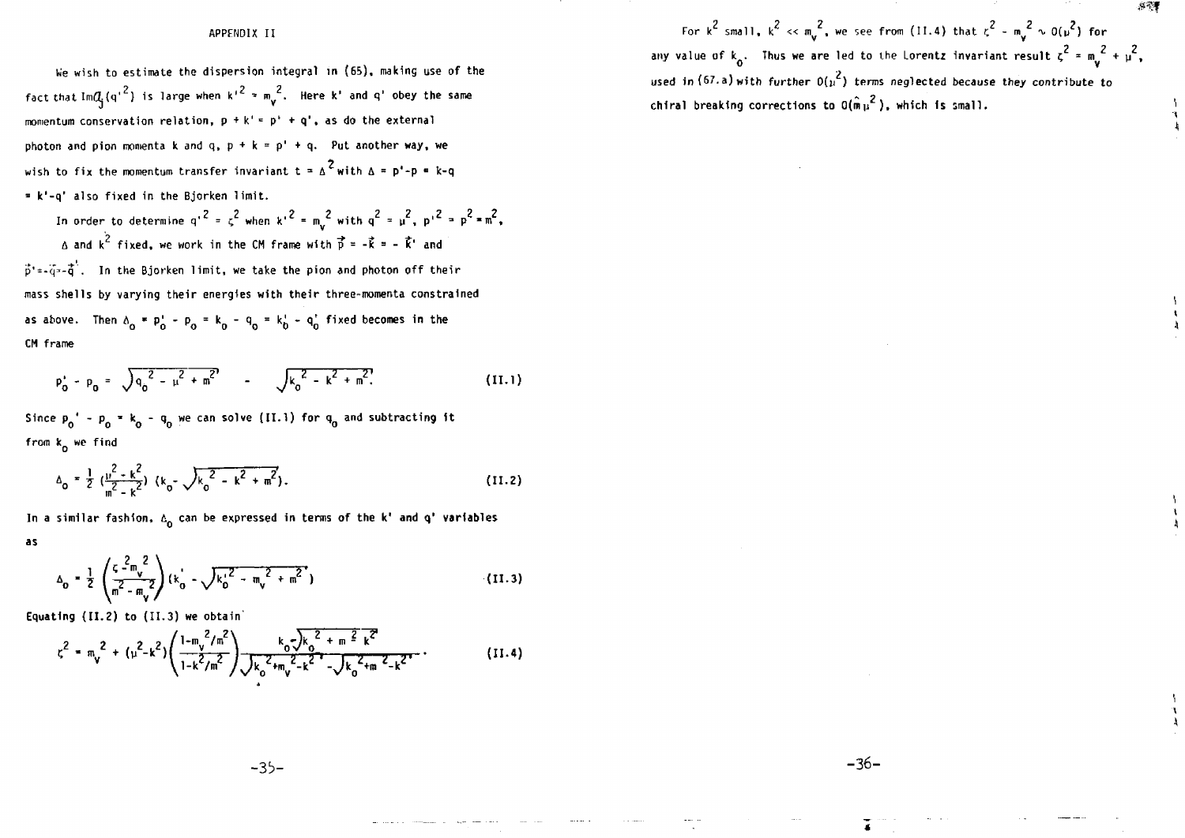## APPENDIX II

We wish to estimate the dispersion integral in (65), making use of the fact that $\mathrm{Im}\mathcal{Q}_j(q'^2)$ is large when $k'^2 = m_v^2$. Here $k'$ and $q'$ obey the same momentum conservation relation, $p + k' = p' + q'$, as do the external photon and pion momenta $k$ and $q$, $p + k = p' + q$. Put another way, we wish to fix the momentum transfer invariant $t = \Delta^2$ with $\Delta = p' - p = k - q = k' - q'$ also fixed in the Bjorken limit.

In order to determine $q'^2 = \zeta^2$ when $k'^2 = m_v^2$ with $q^2 = \mu^2$, $p'^2 = p^2 = m^2$, $\Delta$ and $k^2$ fixed, we work in the CM frame with $\vec{p} = -\vec{k} = -\vec{k}'$ and $\vec{p}' = -\vec{q} = -\vec{q}'$. In the Bjorken limit, we take the pion and photon off their mass shells by varying their energies with their three-momenta constrained as above. Then $\Delta_0 = p_0' - p_0 = k_0 - q_0 = k_0' - q_0'$ fixed becomes in the CM frame

$$p_0' - p_0 = \sqrt{q_0^2 - \mu^2 + m^2} - \sqrt{k_0^2 - k^2 + m^2}. \tag{II.1}$$

Since $p_0' - p_0 = k_0 - q_0$ we can solve (II.1) for $q_0$ and subtracting it from $k_0$ we find

$$\Delta_0 = \frac{1}{2}\left(\frac{\mu^2 - k^2}{m^2 - k^2}\right)\left(k_0 - \sqrt{k_0^2 - k^2 + m^2}\right). \tag{II.2}$$

In a similar fashion, $\Delta_0$ can be expressed in terms of the $k'$ and $q'$ variables as

$$\Delta_0 = \frac{1}{2}\left(\frac{\zeta^2 - m_v^2}{m^2 - m_v^2}\right)\left(k_0' - \sqrt{k_0'^2 - m_v^2 + m^2}\right) \tag{II.3}$$

Equating (II.2) to (II.3) we obtain

$$\zeta^2 = m_v^2 + (\mu^2 - k^2)\left(\frac{1 - m_v^2/m^2}{1 - k^2/m^2}\right)\frac{k_0 - \sqrt{k_0^2 + m^2 - k^2}}{\sqrt{k_0^2 + m_v^2 - k^2} - \sqrt{k_0^2 + m^2 - k^2}}. \tag{II.4}$$

For $k^2$ small, $k^2 \ll m_v^2$, we see from (II.4) that $\zeta^2 - m_v^2 \sim O(\mu^2)$ for any value of $k_0$. Thus we are led to the Lorentz invariant result $\zeta^2 = m_v^2 + \mu^2$, used in (67.a) with further $O(\mu^2)$ terms neglected because they contribute to chiral breaking corrections to $O(\hat{m}\mu^2)$, which is small.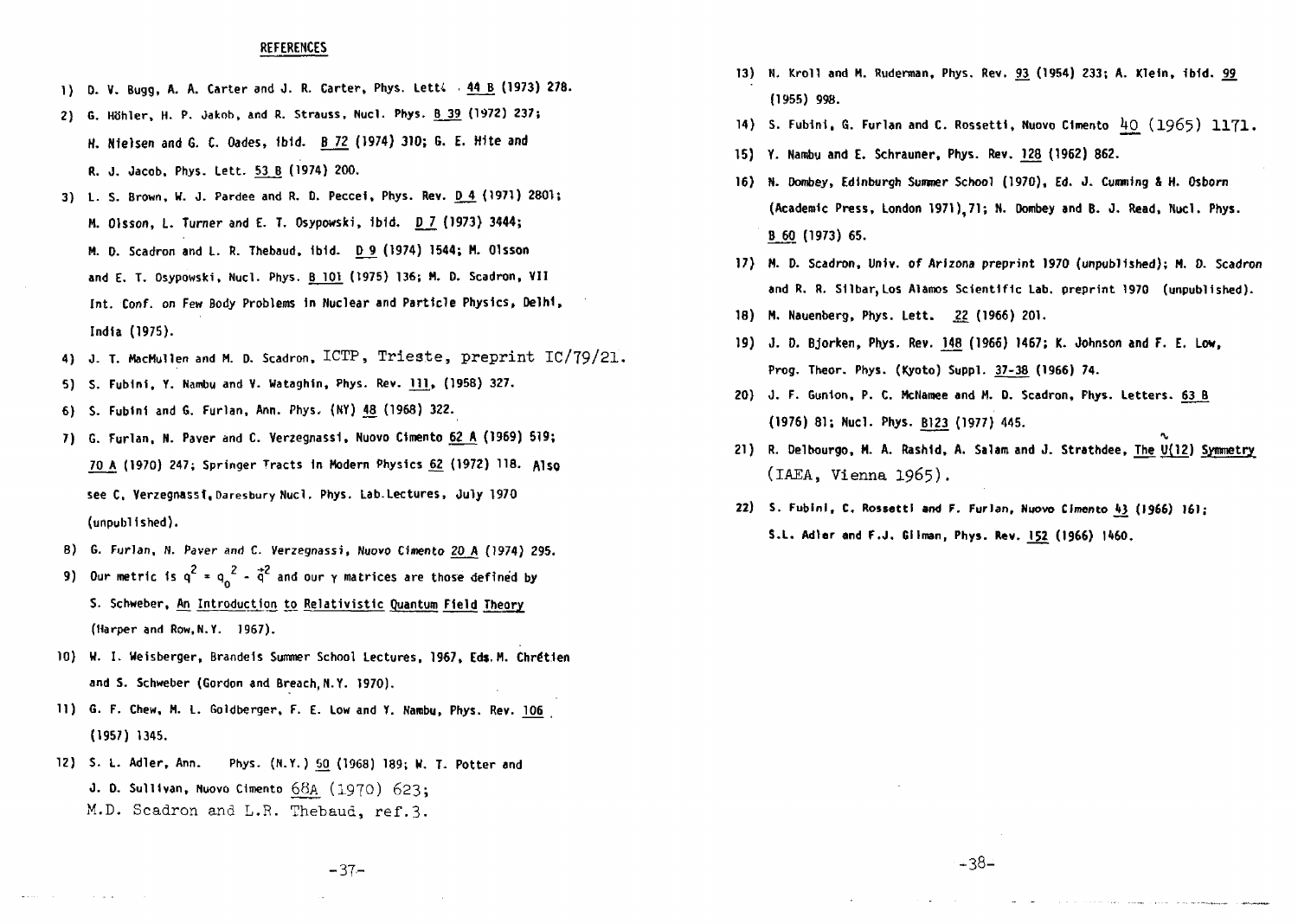## REFERENCES

1) D. V. Bugg, A. A. Carter and J. R. Carter, Phys. Lett. 44 B (1973) 278.
2) G. Höhler, H. P. Jakob, and R. Strauss, Nucl. Phys. B 39 (1972) 237; H. Nielsen and G. C. Oades, ibid. B 72 (1974) 310; G. E. Hite and R. J. Jacob, Phys. Lett. 53 B (1974) 200.
3) L. S. Brown, W. J. Pardee and R. D. Peccei, Phys. Rev. D 4 (1971) 2801; M. Olsson, L. Turner and E. T. Osypowski, ibid. D 7 (1973) 3444; M. D. Scadron and L. R. Thebaud, ibid. D 9 (1974) 1544; M. Olsson and E. T. Osypowski, Nucl. Phys. B 101 (1975) 136; M. D. Scadron, VII Int. Conf. on Few Body Problems in Nuclear and Particle Physics, Delhi, India (1975).
4) J. T. MacMullen and M. D. Scadron, ICTP, Trieste, preprint IC/79/21.
5) S. Fubini, Y. Nambu and V. Wataghin, Phys. Rev. 111, (1958) 327.
6) S. Fubini and G. Furlan, Ann. Phys. (NY) 48 (1968) 322.
7) G. Furlan, N. Paver and C. Verzegnassi, Nuovo Cimento 62 A (1969) 519; 70 A (1970) 247; Springer Tracts in Modern Physics 62 (1972) 118. Also see C. Verzegnassi, Daresbury Nucl. Phys. Lab.Lectures, July 1970 (unpublished).
8) G. Furlan, N. Paver and C. Verzegnassi, Nuovo Cimento 20 A (1974) 295.
9) Our metric is $q^2 = q_0^2 - \vec{q}^2$ and our $\gamma$ matrices are those defined by S. Schweber, An Introduction to Relativistic Quantum Field Theory (Harper and Row, N.Y. 1967).
10) W. I. Weisberger, Brandeis Summer School Lectures, 1967, Eds. M. Chrétien and S. Schweber (Gordon and Breach, N.Y. 1970).
11) G. F. Chew, M. L. Goldberger, F. E. Low and Y. Nambu, Phys. Rev. 106 (1957) 1345.
12) S. L. Adler, Ann. Phys. (N.Y.) 50 (1968) 189; W. T. Potter and J. D. Sullivan, Nuovo Cimento 68A (1970) 623; M.D. Scadron and L.R. Thebaud, ref.3.
13) N. Kroll and M. Ruderman, Phys. Rev. 93 (1954) 233; A. Klein, ibid. 99 (1955) 998.
14) S. Fubini, G. Furlan and C. Rossetti, Nuovo Cimento 40 (1965) 1171.
15) Y. Nambu and E. Schrauner, Phys. Rev. 128 (1962) 862.
16) N. Dombey, Edinburgh Summer School (1970), Ed. J. Cumming & H. Osborn (Academic Press, London 1971), 71; N. Dombey and B. J. Read, Nucl. Phys. B 60 (1973) 65.
17) M. D. Scadron, Univ. of Arizona preprint 1970 (unpublished); M. D. Scadron and R. R. Silbar, Los Alamos Scientific Lab. preprint 1970 (unpublished).
18) M. Nauenberg, Phys. Lett. 22 (1966) 201.
19) J. D. Bjorken, Phys. Rev. 148 (1966) 1467; K. Johnson and F. E. Low, Prog. Theor. Phys. (Kyoto) Suppl. 37-38 (1966) 74.
20) J. F. Gunion, P. C. McNamee and M. D. Scadron, Phys. Letters. 63 B (1976) 81; Nucl. Phys. B123 (1977) 445.
21) R. Delbourgo, M. A. Rashid, A. Salam and J. Strathdee, The $\tilde{U}(12)$ Symmetry (IAEA, Vienna 1965).
22) S. Fubini, C. Rossetti and F. Furlan, Nuovo Cimento 43 (1966) 161; S.L. Adler and F.J. Gilman, Phys. Rev. 152 (1966) 1460.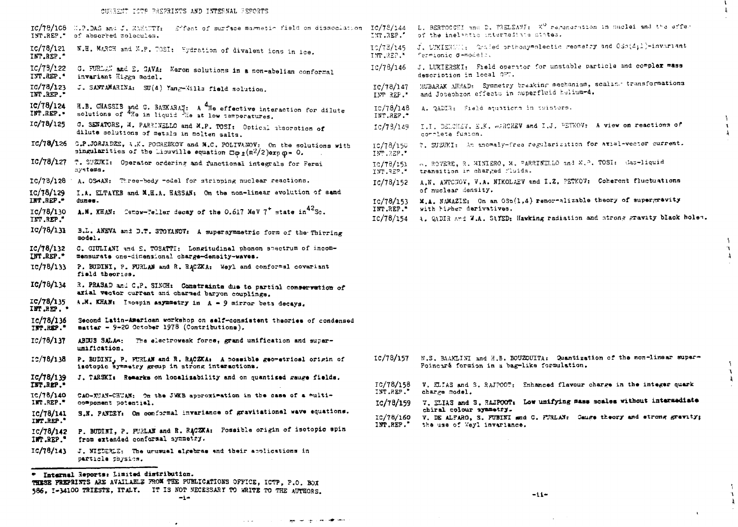CURRENT ICTP PREPRINTS AND INTERNAL REPORTS

IC/78/108 INT.REP.* M.P. DAS and J. MAHANTY: Effect of surface magnetic field on dissociation of absorbed molecules.

IC/78/121 INT.REP.* N.H. MARCH and M.P. TOSI: Hydration of divalent ions in ice.

IC/78/122 INT.REP.* G. FURLAN and E. GAVA: Meron solutions in a non-abelian conformal invariant Higgs model.

IC/78/123 INT.REP.* J. SANTAMARINA: SU(4) Yang-Mills field solution.

IC/78/124 INT.REP.* H.B. GHASSIB and G. BASKARAN: A $^4$He effective interaction for dilute solutions of $^4$He in liquid $^3$He at low temperatures.

IC/78/125 G. SENATORE, M. PARRINELLO and M.P. TOSI: Optical absorption of dilute solutions of metals in molten salts.

IC/78/126 G.P. JORJADZE, A.K. POGREBKOV and M.C. POLIVANOV: On the solutions with singularities of the Liouville equation $\Box\varphi \pm (m^2/2)\exp\varphi = 0$.

IC/78/127 T. SUZUKI: Operator ordering and functional integrals for Fermi systems.

IC/78/128 A. OSMAN: Three-body model for stripping nuclear reactions.

IC/78/129 INT.REP.* I.A. ELTAYEB and M.H.A. HASSAN: On the non-linear evolution of sand dunes.

IC/78/130 INT.REP.* A.M. KHAN: Gamow-Teller decay of the 0.617 MeV $7^+$ state in $^{42}$Sc.

IC/78/131 B.L. ANEVA and D.T. STOYANOV: A supersymmetric form of the Thirring model.

IC/78/132 INT.REP.* G. GIULIANI and E. TOSATTI: Longitudinal phonon spectrum of incommensurate one-dimensional charge-density-waves.

IC/78/133 P. BUDINI, P. FURLAN and R. RĄCZKA: Weyl and conformal covariant field theories.

IC/78/134 R. PRASAD and C.P. SINGH: Constraints due to partial conservation of axial vector current and charmed baryon couplings.

IC/78/135 INT.REP.* A.M. KHAN: Isospin asymmetry in A = 9 mirror beta decays.

IC/78/136 INT.REP.* Second Latin-American workshop on self-consistent theories of condensed matter - 9-20 October 1978 (Contributions).

IC/78/137 ABDUS SALAM: The electroweak force, grand unification and superunification.

IC/78/138 P. BUDINI, P. FURLAN and R. RĄCZKA: A possible geometrical origin of isotopic symmetry group in strong interactions.

IC/78/139 INT.REP.* J. TARSKI: Remarks on localizability and on quantized gauge fields.

IC/78/140 INT.REP.* CAO-XUAN-CHUAN: On the JWKB approximation in the case of a multi-component potential.

IC/78/141 INT.REP.* S.N. PANDEY: On conformal invariance of gravitational wave equations.

IC/78/142 INT.REP.* P. BUDINI, P. FURLAN and R. RĄCZKA: Possible origin of isotopic spin from extended conformal symmetry.

IC/78/143 J. NIEDERLE: The unusual algebras and their applications in particle physics.

IC/78/144 INT.REP.* L. BERTOCCHI and D. TRELEANI: $K^0$ regeneration in nuclei and the effect of the inelastic intermediate states.

IC/78/145 INT.REP.* J. LUKIERSKI: Graded orthosymplectic geometry and OSp(4;1)-invariant fermionic σ-models.

IC/78/146 J. LUKIERSKI: Field operator for unstable particle and complex mass description in local QFT.

IC/78/147 INT.REP.* MUBARAK AHMAD: Symmetry breaking mechanism, scaling transformations and Josephson effects in superfluid helium-4.

IC/78/148 INT.REP.* A. QADIR: Field equations in twistors.

IC/78/149 I.I. DELCHEV, E.K. MARCHEV and I.J. PETKOV: A view on reactions of complete fusion.

IC/78/150 INT.REP.* T. SUZUKI: An anomaly-free regularization for axial-vector current.

IC/78/151 INT.REP.* M. ROVERE, R. MINIERO, M. PARRINELLO and M.P. TOSI: Gas-liquid transition in charged fluids.

IC/78/152 A.N. ANTONOV, V.A. NIKOLAEV and I.Z. PETKOV: Coherent fluctuations of nuclear density.

IC/78/153 INT.REP.* M.A. NAMAZIE: On an OSp(1,4) renormalizable theory of supergravity with higher derivatives.

IC/78/154 A. QADIR and W.A. SAYED: Hawking radiation and strong gravity black holes.

IC/78/157 M.S. BAAKLINI and H.B. BOUZOUITA: Quantization of the non-linear super-Poincaré formion in a bag-like formulation.

IC/78/158 INT.REP.* V. ELIAS and S. RAJPOOT: Enhanced flavour charge in the integer quark charge model.

IC/78/159 V. ELIAS and S. RAJPOOT: Low unifying mass scales without intermediate chiral colour symmetry.

IC/78/160 INT.REP.* V. DE ALFARO, S. FUBINI and G. FURLAN: Gauge theory and strong gravity; the use of Weyl invariance.

\* Internal Reports: Limited distribution.

THESE PREPRINTS ARE AVAILABLE FROM THE PUBLICATIONS OFFICE, ICTP, P.O. BOX 586, I-34100 TRIESTE, ITALY. IT IS NOT NECESSARY TO WRITE TO THE AUTHORS.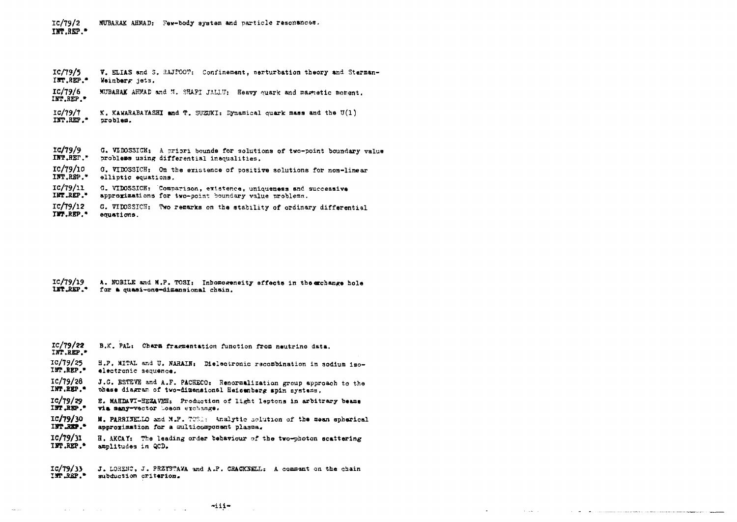IC/79/2 INT.REP.* MUBARAK AHMAD: Few-body system and particle resonances.

IC/79/5 INT.REP.* V. ELIAS and S. RAJPOOT: Confinement, perturbation theory and Sterman-Weinberg jets.

IC/79/6 INT.REP.* MUBARAK AHMAD and M. SHAFI JALLU: Heavy quark and magnetic moment.

IC/79/7 INT.REP.* K. KAWARABAYASHI and T. SUZUKI: Dynamical quark mass and the U(1) problem.

IC/79/9 INT.REP.* G. VIDOSSICH: A priori bounds for solutions of two-point boundary value problems using differential inequalities.

IC/79/10 INT.REP.* G. VIDOSSICH: On the existence of positive solutions for non-linear elliptic equations.

IC/79/11 INT.REP.* G. VIDOSSICH: Comparison, existence, uniqueness and successive approximations for two-point boundary value problems.

IC/79/12 INT.REP.* G. VIDOSSICH: Two remarks on the stability of ordinary differential equations.

IC/79/19 INT.REP.* A. NOBILE and M.P. TOSI: Inhomogeneity effects in the exchange hole for a quasi-one-dimensional chain.

IC/79/22 INT.REP.* B.K. PAL: Charm fragmentation function from neutrino data.

IC/79/25 INT.REP.* S.P. MITAL and U. NARAIN: Dielectronic recombination in sodium iso-electronic sequence.

IC/79/28 INT.REP.* J.G. ESTEVE and A.F. PACHECO: Renormalization group approach to the phase diagram of two-dimensional Heisenberg spin systems.

IC/79/29 INT.REP.* E. MAHDAVI-HEZAVEH: Production of light leptons in arbitrary beams via many-vector boson exchange.

IC/79/30 INT.REP.* M. PARRINELLO and M.P. TOSI: Analytic solution of the mean spherical approximation for a multicomponent plasma.

IC/79/31 INT.REP.* H. AKCAY: The leading order behaviour of the two-photon scattering amplitudes in QCD.

IC/79/33 INT.REP.* J. LORENC, J. PRZYSTAWA and A.P. CRACKNELL: A comment on the chain subduction criterion.